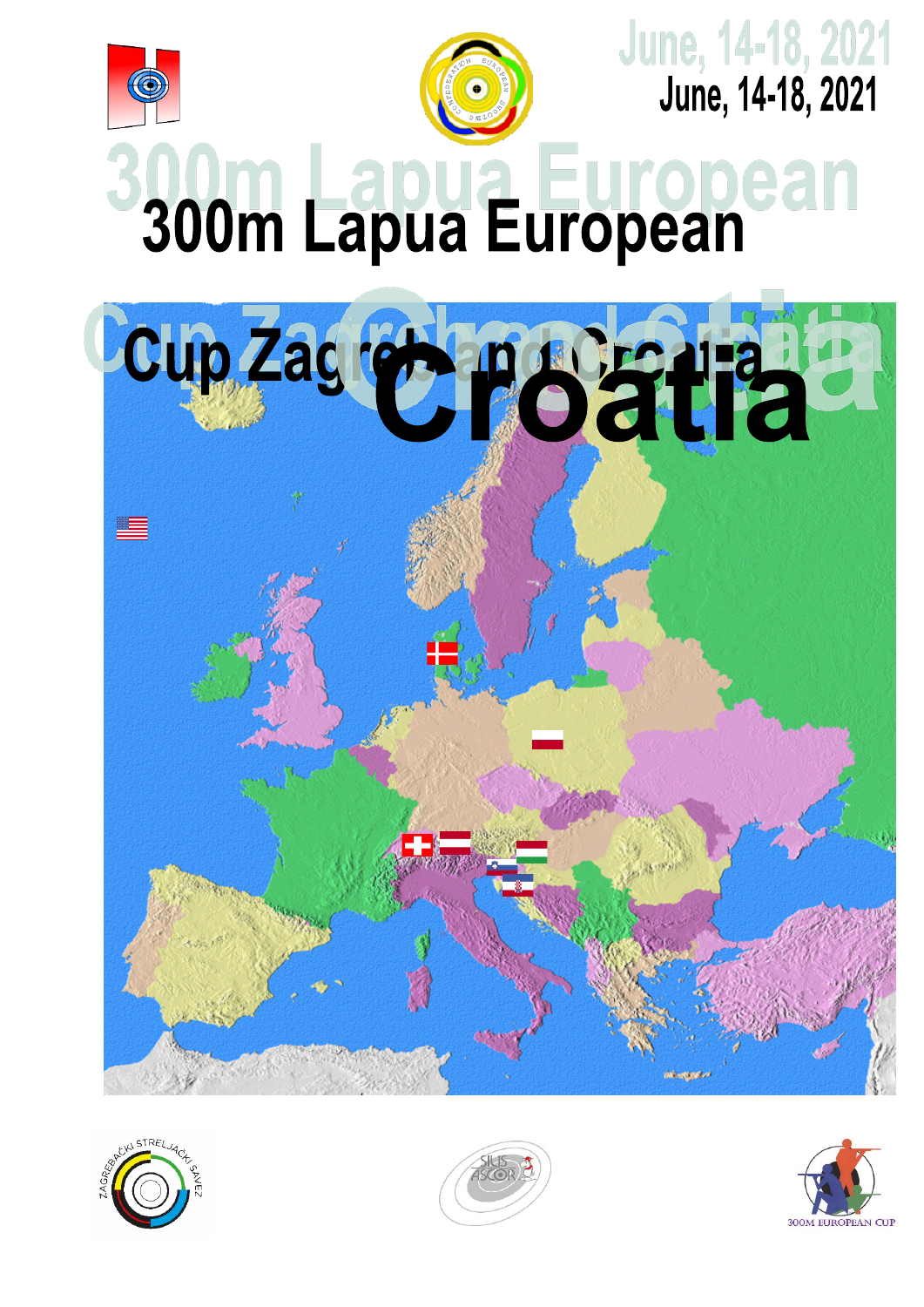June, 14-18, 2021

# 300m Lapua European

# Cup Zagreb and Croatia

# Croatia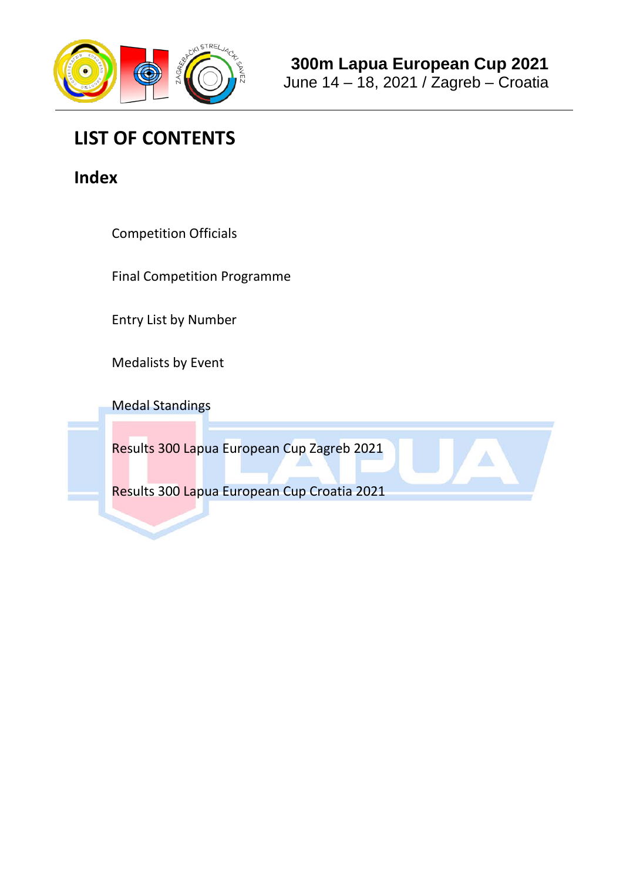# LIST OF CONTENTS

## Index

Competition Officials

Final Competition Programme

Entry List by Number

Medalists by Event

Medal Standings

Results 300 Lapua European Cup Zagreb 2021

Results 300 Lapua European Cup Croatia 2021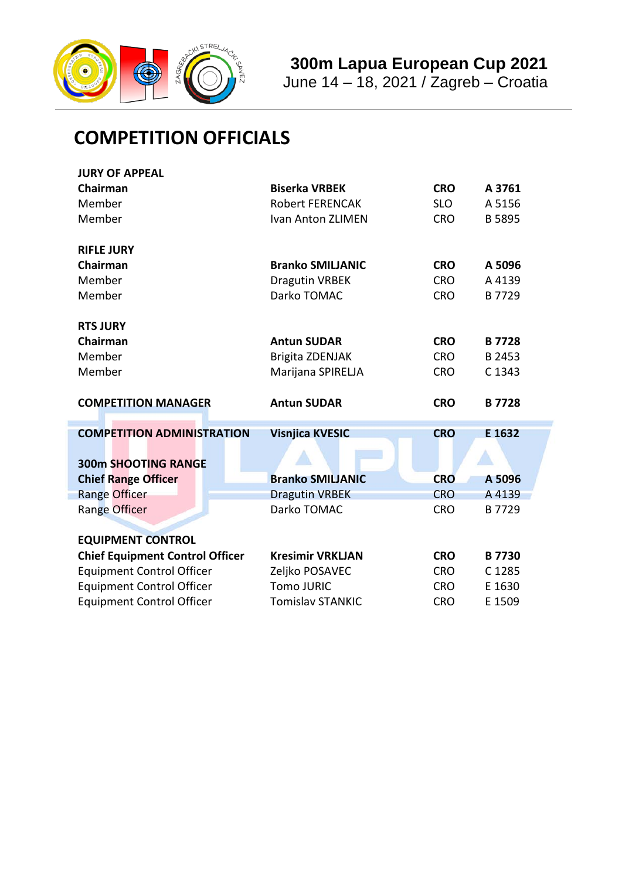# COMPETITION OFFICIALS

| | | | |
|---|---|---|---|
| **JURY OF APPEAL** | | | |
| **Chairman** | **Biserka VRBEK** | **CRO** | **A 3761** |
| Member | Robert FERENCAK | SLO | A 5156 |
| Member | Ivan Anton ZLIMEN | CRO | B 5895 |
| | | | |
| **RIFLE JURY** | | | |
| **Chairman** | **Branko SMILJANIC** | **CRO** | **A 5096** |
| Member | Dragutin VRBEK | CRO | A 4139 |
| Member | Darko TOMAC | CRO | B 7729 |
| | | | |
| **RTS JURY** | | | |
| **Chairman** | **Antun SUDAR** | **CRO** | **B 7728** |
| Member | Brigita ZDENJAK | CRO | B 2453 |
| Member | Marijana SPIRELJA | CRO | C 1343 |
| | | | |
| **COMPETITION MANAGER** | **Antun SUDAR** | **CRO** | **B 7728** |
| | | | |
| **COMPETITION ADMINISTRATION** | **Visnjica KVESIC** | **CRO** | **E 1632** |
| | | | |
| **300m SHOOTING RANGE** | | | |
| **Chief Range Officer** | **Branko SMILJANIC** | **CRO** | **A 5096** |
| Range Officer | Dragutin VRBEK | CRO | A 4139 |
| Range Officer | Darko TOMAC | CRO | B 7729 |
| | | | |
| **EQUIPMENT CONTROL** | | | |
| **Chief Equipment Control Officer** | **Kresimir VRKLJAN** | **CRO** | **B 7730** |
| Equipment Control Officer | Zeljko POSAVEC | CRO | C 1285 |
| Equipment Control Officer | Tomo JURIC | CRO | E 1630 |
| Equipment Control Officer | Tomislav STANKIC | CRO | E 1509 |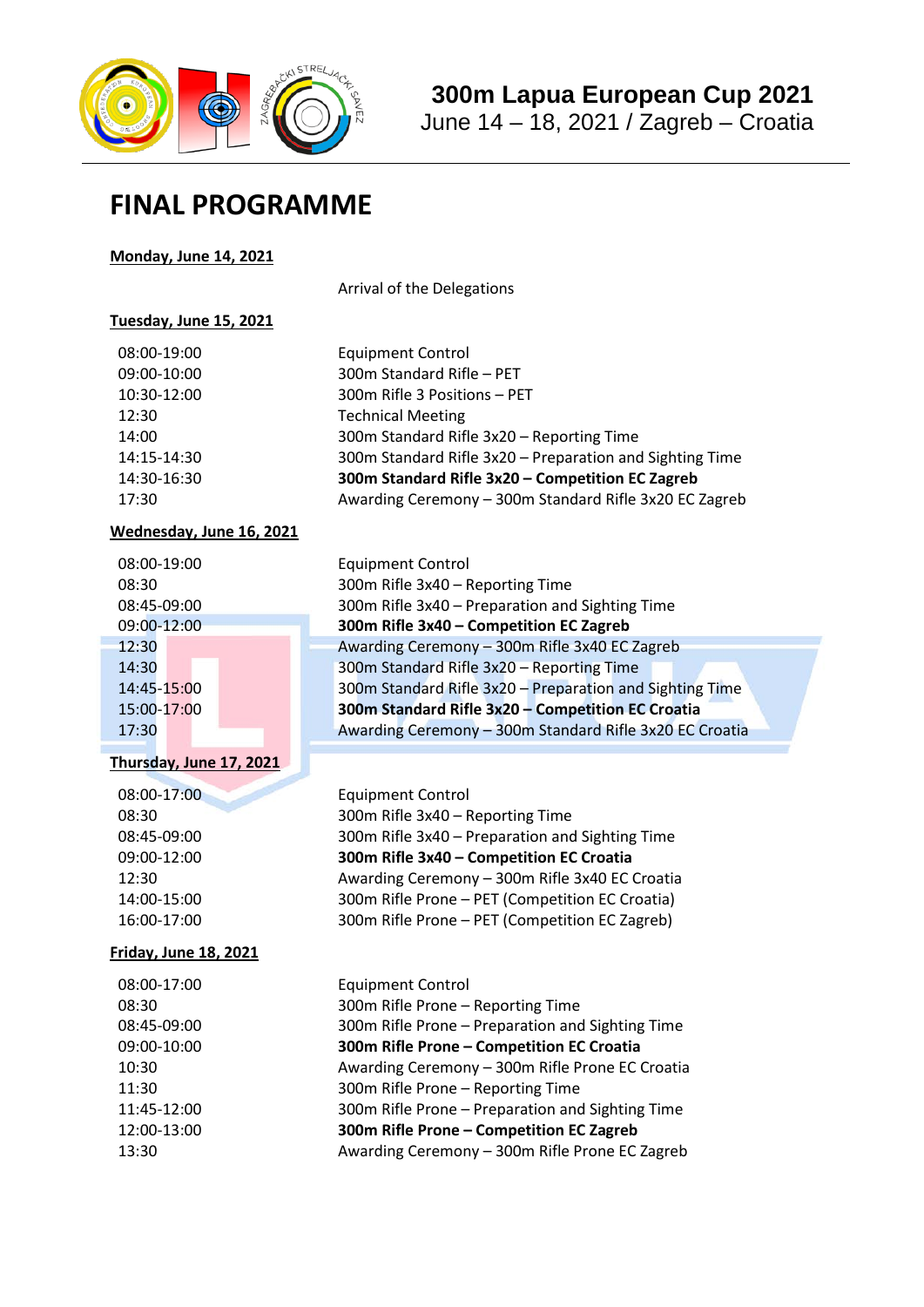# 300m Lapua European Cup 2021

June 14 – 18, 2021 / Zagreb – Croatia

## FINAL PROGRAMME

**Monday, June 14, 2021**

| | |
|---|---|
| | Arrival of the Delegations |

**Tuesday, June 15, 2021**

| | |
|---|---|
| 08:00-19:00 | Equipment Control |
| 09:00-10:00 | 300m Standard Rifle – PET |
| 10:30-12:00 | 300m Rifle 3 Positions – PET |
| 12:30 | Technical Meeting |
| 14:00 | 300m Standard Rifle 3x20 – Reporting Time |
| 14:15-14:30 | 300m Standard Rifle 3x20 – Preparation and Sighting Time |
| 14:30-16:30 | **300m Standard Rifle 3x20 – Competition EC Zagreb** |
| 17:30 | Awarding Ceremony – 300m Standard Rifle 3x20 EC Zagreb |

**Wednesday, June 16, 2021**

| | |
|---|---|
| 08:00-19:00 | Equipment Control |
| 08:30 | 300m Rifle 3x40 – Reporting Time |
| 08:45-09:00 | 300m Rifle 3x40 – Preparation and Sighting Time |
| 09:00-12:00 | **300m Rifle 3x40 – Competition EC Zagreb** |
| 12:30 | Awarding Ceremony – 300m Rifle 3x40 EC Zagreb |
| 14:30 | 300m Standard Rifle 3x20 – Reporting Time |
| 14:45-15:00 | 300m Standard Rifle 3x20 – Preparation and Sighting Time |
| 15:00-17:00 | **300m Standard Rifle 3x20 – Competition EC Croatia** |
| 17:30 | Awarding Ceremony – 300m Standard Rifle 3x20 EC Croatia |

**Thursday, June 17, 2021**

| | |
|---|---|
| 08:00-17:00 | Equipment Control |
| 08:30 | 300m Rifle 3x40 – Reporting Time |
| 08:45-09:00 | 300m Rifle 3x40 – Preparation and Sighting Time |
| 09:00-12:00 | **300m Rifle 3x40 – Competition EC Croatia** |
| 12:30 | Awarding Ceremony – 300m Rifle 3x40 EC Croatia |
| 14:00-15:00 | 300m Rifle Prone – PET (Competition EC Croatia) |
| 16:00-17:00 | 300m Rifle Prone – PET (Competition EC Zagreb) |

**Friday, June 18, 2021**

| | |
|---|---|
| 08:00-17:00 | Equipment Control |
| 08:30 | 300m Rifle Prone – Reporting Time |
| 08:45-09:00 | 300m Rifle Prone – Preparation and Sighting Time |
| 09:00-10:00 | **300m Rifle Prone – Competition EC Croatia** |
| 10:30 | Awarding Ceremony – 300m Rifle Prone EC Croatia |
| 11:30 | 300m Rifle Prone – Reporting Time |
| 11:45-12:00 | 300m Rifle Prone – Preparation and Sighting Time |
| 12:00-13:00 | **300m Rifle Prone – Competition EC Zagreb** |
| 13:30 | Awarding Ceremony – 300m Rifle Prone EC Zagreb |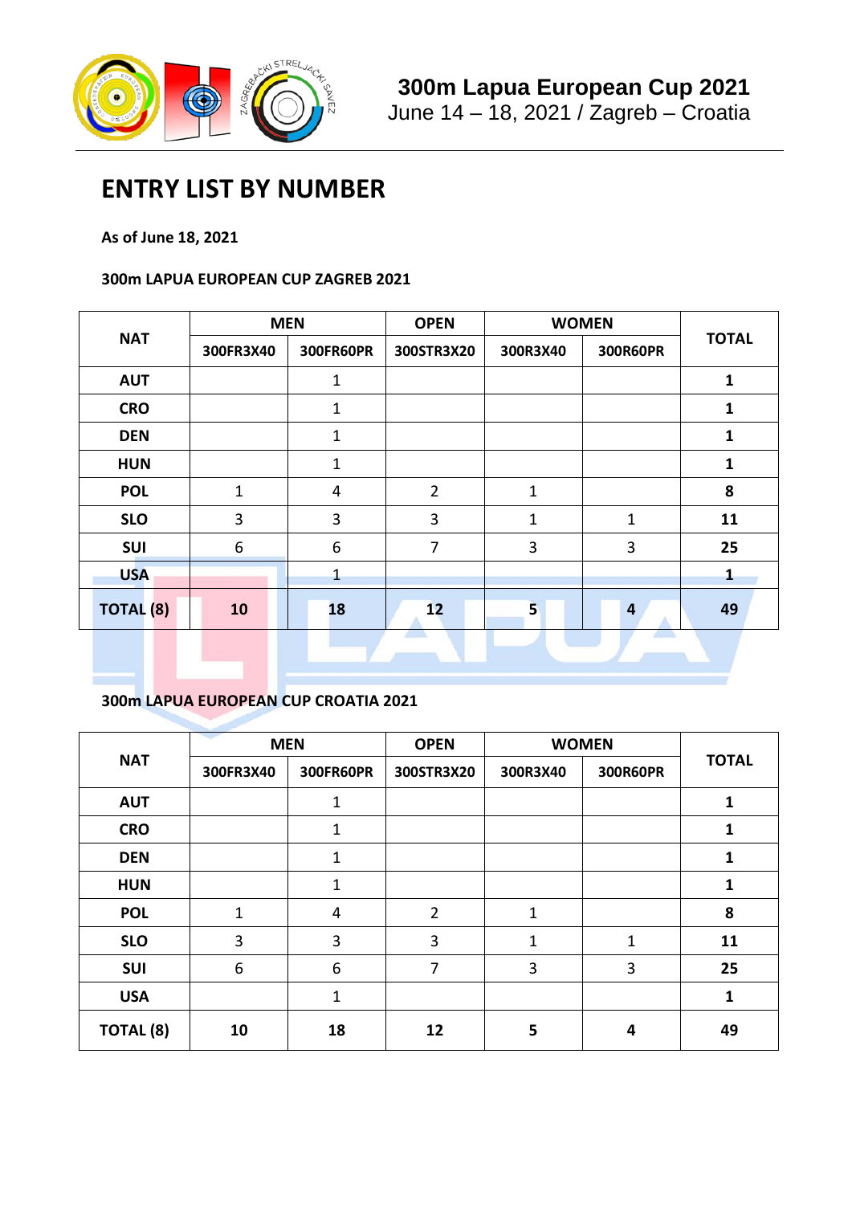# ENTRY LIST BY NUMBER

**As of June 18, 2021**

**300m LAPUA EUROPEAN CUP ZAGREB 2021**

| NAT | MEN | | OPEN | WOMEN | | TOTAL |
|---|---|---|---|---|---|---|
| | 300FR3X40 | 300FR60PR | 300STR3X20 | 300R3X40 | 300R60PR | |
| AUT | | 1 | | | | **1** |
| CRO | | 1 | | | | **1** |
| DEN | | 1 | | | | **1** |
| HUN | | 1 | | | | **1** |
| POL | 1 | 4 | 2 | 1 | | **8** |
| SLO | 3 | 3 | 3 | 1 | 1 | **11** |
| SUI | 6 | 6 | 7 | 3 | 3 | **25** |
| USA | | 1 | | | | **1** |
| **TOTAL (8)** | **10** | **18** | **12** | **5** | **4** | **49** |

**300m LAPUA EUROPEAN CUP CROATIA 2021**

| NAT | MEN | | OPEN | WOMEN | | TOTAL |
|---|---|---|---|---|---|---|
| | 300FR3X40 | 300FR60PR | 300STR3X20 | 300R3X40 | 300R60PR | |
| AUT | | 1 | | | | **1** |
| CRO | | 1 | | | | **1** |
| DEN | | 1 | | | | **1** |
| HUN | | 1 | | | | **1** |
| POL | 1 | 4 | 2 | 1 | | **8** |
| SLO | 3 | 3 | 3 | 1 | 1 | **11** |
| SUI | 6 | 6 | 7 | 3 | 3 | **25** |
| USA | | 1 | | | | **1** |
| **TOTAL (8)** | **10** | **18** | **12** | **5** | **4** | **49** |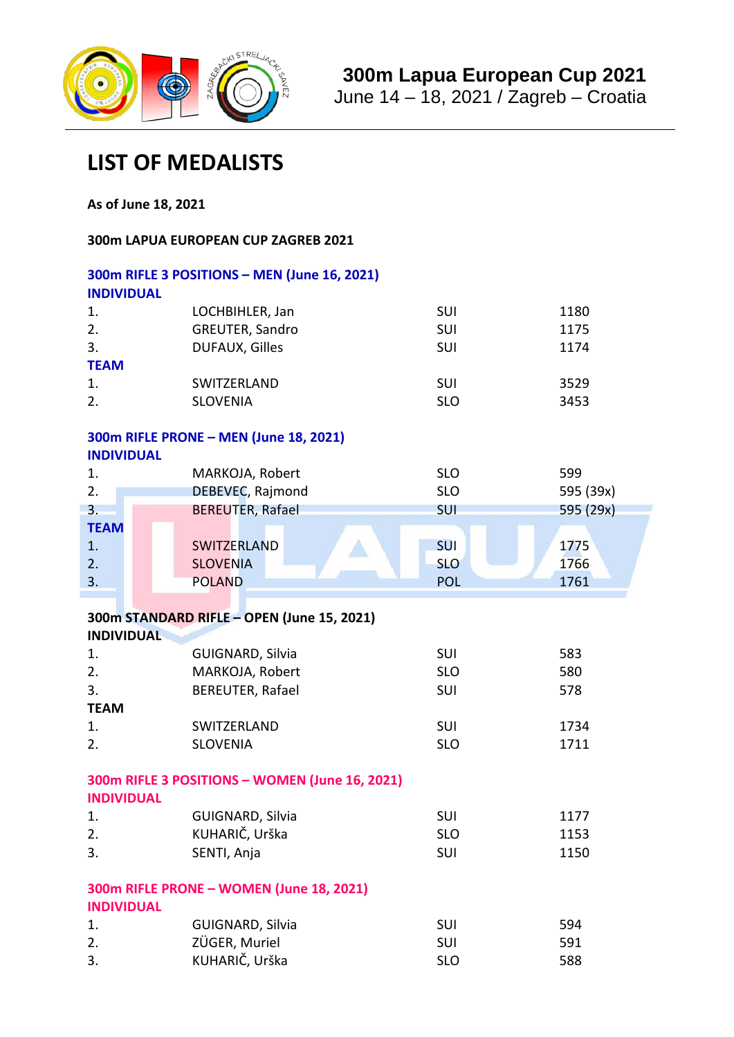**300m Lapua European Cup 2021**
June 14 – 18, 2021 / Zagreb – Croatia

# LIST OF MEDALISTS

**As of June 18, 2021**

**300m LAPUA EUROPEAN CUP ZAGREB 2021**

## 300m RIFLE 3 POSITIONS – MEN (June 16, 2021)

### INDIVIDUAL

| | | | |
|---|---|---|---|
| 1. | LOCHBIHLER, Jan | SUI | 1180 |
| 2. | GREUTER, Sandro | SUI | 1175 |
| 3. | DUFAUX, Gilles | SUI | 1174 |

### TEAM

| | | | |
|---|---|---|---|
| 1. | SWITZERLAND | SUI | 3529 |
| 2. | SLOVENIA | SLO | 3453 |

## 300m RIFLE PRONE – MEN (June 18, 2021)

### INDIVIDUAL

| | | | |
|---|---|---|---|
| 1. | MARKOJA, Robert | SLO | 599 |
| 2. | DEBEVEC, Rajmond | SLO | 595 (39x) |
| 3. | BEREUTER, Rafael | SUI | 595 (29x) |

### TEAM

| | | | |
|---|---|---|---|
| 1. | SWITZERLAND | SUI | 1775 |
| 2. | SLOVENIA | SLO | 1766 |
| 3. | POLAND | POL | 1761 |

## 300m STANDARD RIFLE – OPEN (June 15, 2021)

### INDIVIDUAL

| | | | |
|---|---|---|---|
| 1. | GUIGNARD, Silvia | SUI | 583 |
| 2. | MARKOJA, Robert | SLO | 580 |
| 3. | BEREUTER, Rafael | SUI | 578 |

### TEAM

| | | | |
|---|---|---|---|
| 1. | SWITZERLAND | SUI | 1734 |
| 2. | SLOVENIA | SLO | 1711 |

## 300m RIFLE 3 POSITIONS – WOMEN (June 16, 2021)

### INDIVIDUAL

| | | | |
|---|---|---|---|
| 1. | GUIGNARD, Silvia | SUI | 1177 |
| 2. | KUHARIČ, Urška | SLO | 1153 |
| 3. | SENTI, Anja | SUI | 1150 |

## 300m RIFLE PRONE – WOMEN (June 18, 2021)

### INDIVIDUAL

| | | | |
|---|---|---|---|
| 1. | GUIGNARD, Silvia | SUI | 594 |
| 2. | ZÜGER, Muriel | SUI | 591 |
| 3. | KUHARIČ, Urška | SLO | 588 |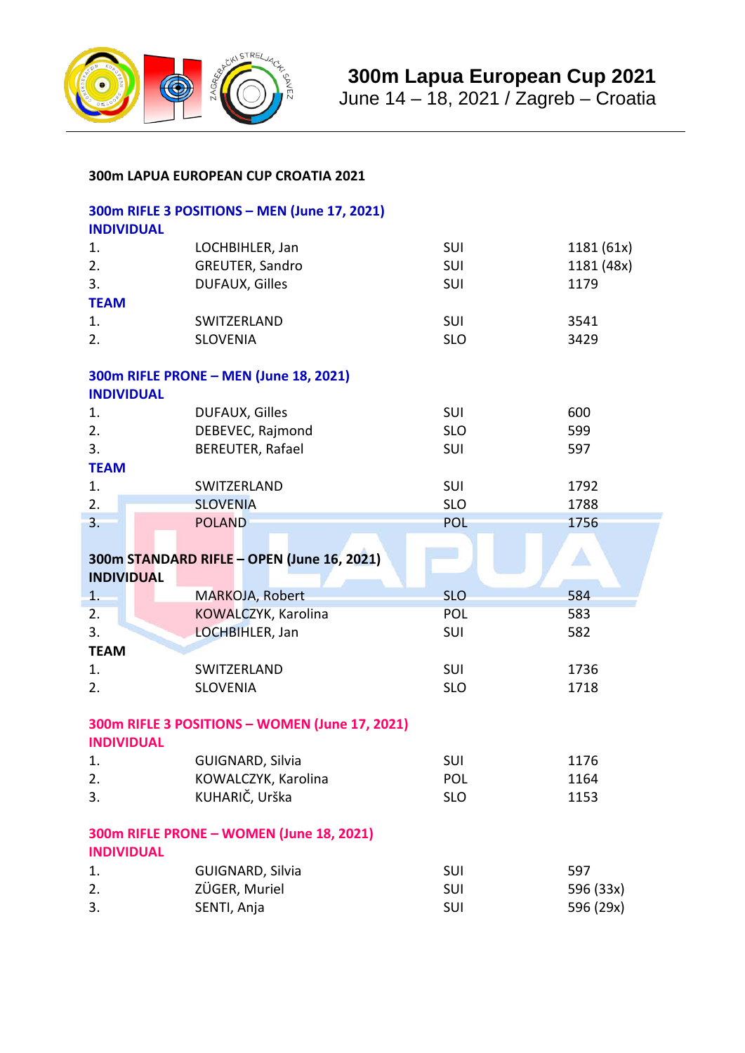# 300m Lapua European Cup 2021

June 14 – 18, 2021 / Zagreb – Croatia

**300m LAPUA EUROPEAN CUP CROATIA 2021**

## 300m RIFLE 3 POSITIONS – MEN (June 17, 2021)

### INDIVIDUAL

| | | | |
|---|---|---|---|
| 1. | LOCHBIHLER, Jan | SUI | 1181 (61x) |
| 2. | GREUTER, Sandro | SUI | 1181 (48x) |
| 3. | DUFAUX, Gilles | SUI | 1179 |

### TEAM

| | | | |
|---|---|---|---|
| 1. | SWITZERLAND | SUI | 3541 |
| 2. | SLOVENIA | SLO | 3429 |

## 300m RIFLE PRONE – MEN (June 18, 2021)

### INDIVIDUAL

| | | | |
|---|---|---|---|
| 1. | DUFAUX, Gilles | SUI | 600 |
| 2. | DEBEVEC, Rajmond | SLO | 599 |
| 3. | BEREUTER, Rafael | SUI | 597 |

### TEAM

| | | | |
|---|---|---|---|
| 1. | SWITZERLAND | SUI | 1792 |
| 2. | SLOVENIA | SLO | 1788 |
| 3. | POLAND | POL | 1756 |

## 300m STANDARD RIFLE – OPEN (June 16, 2021)

### INDIVIDUAL

| | | | |
|---|---|---|---|
| 1. | MARKOJA, Robert | SLO | 584 |
| 2. | KOWALCZYK, Karolina | POL | 583 |
| 3. | LOCHBIHLER, Jan | SUI | 582 |

### TEAM

| | | | |
|---|---|---|---|
| 1. | SWITZERLAND | SUI | 1736 |
| 2. | SLOVENIA | SLO | 1718 |

## 300m RIFLE 3 POSITIONS – WOMEN (June 17, 2021)

### INDIVIDUAL

| | | | |
|---|---|---|---|
| 1. | GUIGNARD, Silvia | SUI | 1176 |
| 2. | KOWALCZYK, Karolina | POL | 1164 |
| 3. | KUHARIČ, Urška | SLO | 1153 |

## 300m RIFLE PRONE – WOMEN (June 18, 2021)

### INDIVIDUAL

| | | | |
|---|---|---|---|
| 1. | GUIGNARD, Silvia | SUI | 597 |
| 2. | ZÜGER, Muriel | SUI | 596 (33x) |
| 3. | SENTI, Anja | SUI | 596 (29x) |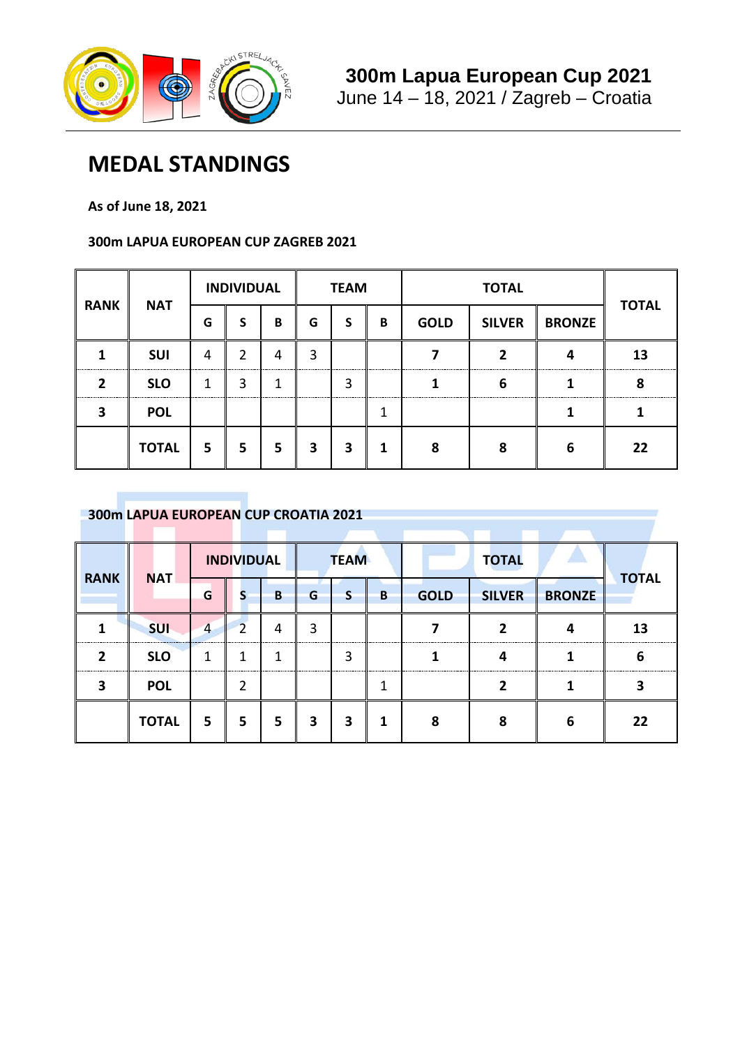**300m Lapua European Cup 2021**
June 14 – 18, 2021 / Zagreb – Croatia

# MEDAL STANDINGS

**As of June 18, 2021**

**300m LAPUA EUROPEAN CUP ZAGREB 2021**

| RANK | NAT | INDIVIDUAL | | | TEAM | | | TOTAL | | | TOTAL |
|---|---|---|---|---|---|---|---|---|---|---|---|
| | | G | S | B | G | S | B | GOLD | SILVER | BRONZE | |
| **1** | **SUI** | 4 | 2 | 4 | 3 | | | **7** | **2** | **4** | **13** |
| **2** | **SLO** | 1 | 3 | 1 | | 3 | | **1** | **6** | **1** | **8** |
| **3** | **POL** | | | | | | 1 | | | **1** | **1** |
| | **TOTAL** | **5** | **5** | **5** | **3** | **3** | **1** | **8** | **8** | **6** | **22** |

**300m LAPUA EUROPEAN CUP CROATIA 2021**

| RANK | NAT | INDIVIDUAL | | | TEAM | | | TOTAL | | | TOTAL |
|---|---|---|---|---|---|---|---|---|---|---|---|
| | | G | S | B | G | S | B | GOLD | SILVER | BRONZE | |
| **1** | **SUI** | 4 | 2 | 4 | 3 | | | **7** | **2** | **4** | **13** |
| **2** | **SLO** | 1 | 1 | 1 | | 3 | | **1** | **4** | **1** | **6** |
| **3** | **POL** | | 2 | | | | 1 | | **2** | **1** | **3** |
| | **TOTAL** | **5** | **5** | **5** | **3** | **3** | **1** | **8** | **8** | **6** | **22** |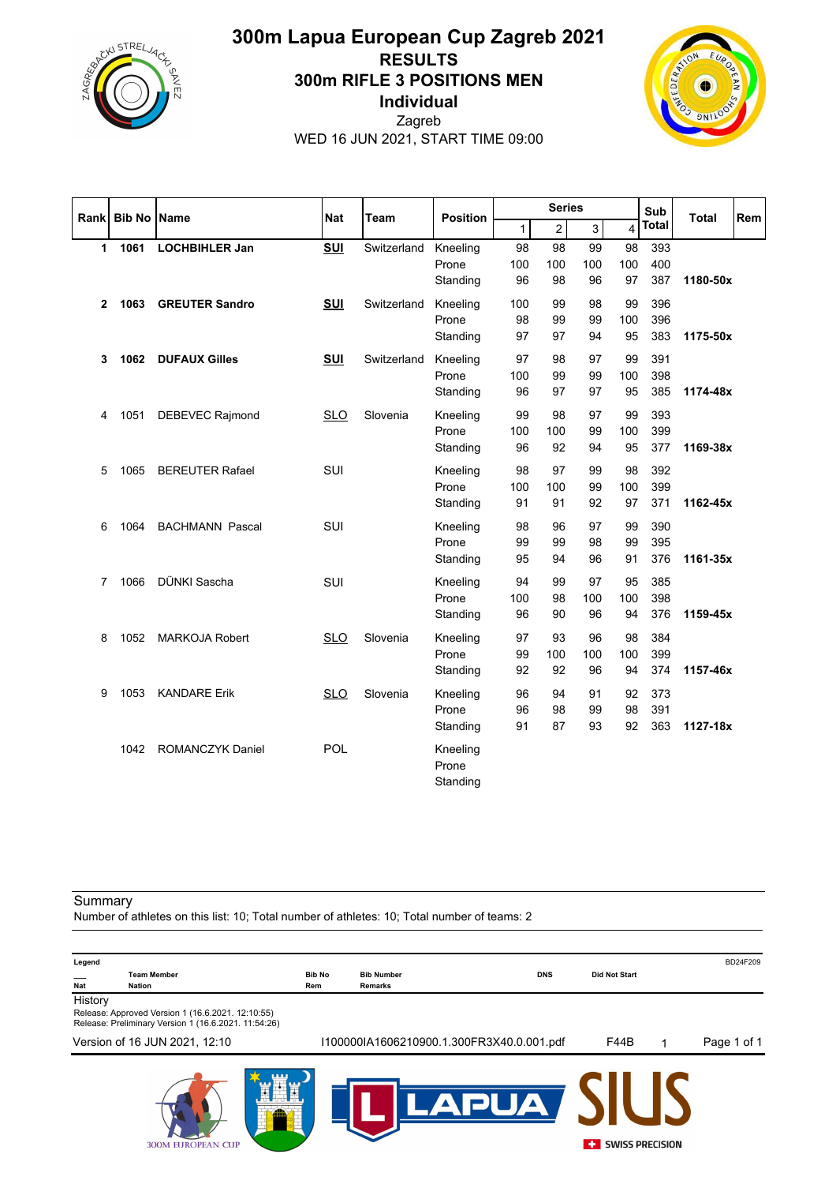# 300m Lapua European Cup Zagreb 2021

## RESULTS

## 300m RIFLE 3 POSITIONS MEN

### Individual

Zagreb

WED 16 JUN 2021, START TIME 09:00

| Rank | Bib No | Name | Nat | Team | Position | Series 1 | 2 | 3 | 4 | Sub Total | Total | Rem |
|---|---|---|---|---|---|---|---|---|---|---|---|---|
| **1** | **1061** | **LOCHBIHLER Jan** | **SUI** | Switzerland | Kneeling | 98 | 98 | 99 | 98 | 393 | | |
| | | | | | Prone | 100 | 100 | 100 | 100 | 400 | | |
| | | | | | Standing | 96 | 98 | 96 | 97 | 387 | **1180-50x** | |
| **2** | **1063** | **GREUTER Sandro** | **SUI** | Switzerland | Kneeling | 100 | 99 | 98 | 99 | 396 | | |
| | | | | | Prone | 98 | 99 | 99 | 100 | 396 | | |
| | | | | | Standing | 97 | 97 | 94 | 95 | 383 | **1175-50x** | |
| **3** | **1062** | **DUFAUX Gilles** | **SUI** | Switzerland | Kneeling | 97 | 98 | 97 | 99 | 391 | | |
| | | | | | Prone | 100 | 99 | 99 | 100 | 398 | | |
| | | | | | Standing | 96 | 97 | 97 | 95 | 385 | **1174-48x** | |
| 4 | 1051 | DEBEVEC Rajmond | SLO | Slovenia | Kneeling | 99 | 98 | 97 | 99 | 393 | | |
| | | | | | Prone | 100 | 100 | 99 | 100 | 399 | | |
| | | | | | Standing | 96 | 92 | 94 | 95 | 377 | **1169-38x** | |
| 5 | 1065 | BEREUTER Rafael | SUI | | Kneeling | 98 | 97 | 99 | 98 | 392 | | |
| | | | | | Prone | 100 | 100 | 99 | 100 | 399 | | |
| | | | | | Standing | 91 | 91 | 92 | 97 | 371 | **1162-45x** | |
| 6 | 1064 | BACHMANN Pascal | SUI | | Kneeling | 98 | 96 | 97 | 99 | 390 | | |
| | | | | | Prone | 99 | 99 | 98 | 99 | 395 | | |
| | | | | | Standing | 95 | 94 | 96 | 91 | 376 | **1161-35x** | |
| 7 | 1066 | DÜNKI Sascha | SUI | | Kneeling | 94 | 99 | 97 | 95 | 385 | | |
| | | | | | Prone | 100 | 98 | 100 | 100 | 398 | | |
| | | | | | Standing | 96 | 90 | 96 | 94 | 376 | **1159-45x** | |
| 8 | 1052 | MARKOJA Robert | SLO | Slovenia | Kneeling | 97 | 93 | 96 | 98 | 384 | | |
| | | | | | Prone | 99 | 100 | 100 | 100 | 399 | | |
| | | | | | Standing | 92 | 92 | 96 | 94 | 374 | **1157-46x** | |
| 9 | 1053 | KANDARE Erik | SLO | Slovenia | Kneeling | 96 | 94 | 91 | 92 | 373 | | |
| | | | | | Prone | 96 | 98 | 99 | 98 | 391 | | |
| | | | | | Standing | 91 | 87 | 93 | 92 | 363 | **1127-18x** | |
| | 1042 | ROMANCZYK Daniel | POL | | Kneeling | | | | | | | |
| | | | | | Prone | | | | | | | |
| | | | | | Standing | | | | | | | |

Summary

Number of athletes on this list: 10; Total number of athletes: 10; Total number of teams: 2

Legend

| | | | | | |
|---|---|---|---|---|---|
| ___ Nat | Team Member Nation | Bib No Rem | Bib Number Remarks | DNS | Did Not Start |

History

Release: Approved Version 1 (16.6.2021. 12:10:55)

Release: Preliminary Version 1 (16.6.2021. 11:54:26)

Version of 16 JUN 2021, 12:10 — I100000IA1606210900.1.300FR3X40.0.001.pdf — F44B — 1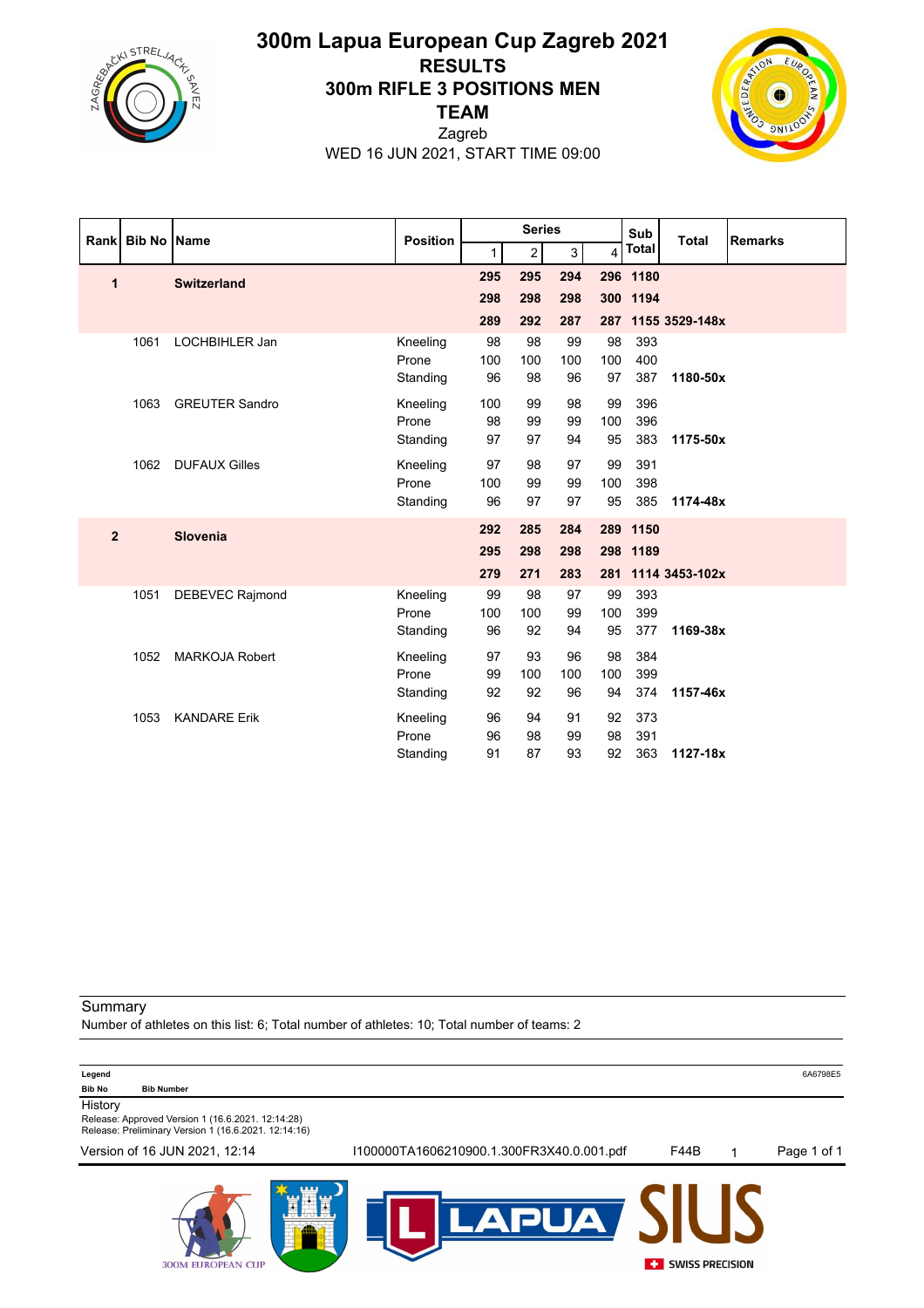# 300m Lapua European Cup Zagreb 2021

## RESULTS

## 300m RIFLE 3 POSITIONS MEN

## TEAM

Zagreb

WED 16 JUN 2021, START TIME 09:00

| Rank | Bib No | Name | Position | Series 1 | 2 | 3 | 4 | Sub Total | Total | Remarks |
|---|---|---|---|---|---|---|---|---|---|---|
| **1** | | **Switzerland** | | **295** | **295** | **294** | **296** | **1180** | | |
| | | | | **298** | **298** | **298** | **300** | **1194** | | |
| | | | | **289** | **292** | **287** | **287** | **1155** | **3529-148x** | |
| | 1061 | LOCHBIHLER Jan | Kneeling | 98 | 98 | 99 | 98 | 393 | | |
| | | | Prone | 100 | 100 | 100 | 100 | 400 | | |
| | | | Standing | 96 | 98 | 96 | 97 | 387 | **1180-50x** | |
| | 1063 | GREUTER Sandro | Kneeling | 100 | 99 | 98 | 99 | 396 | | |
| | | | Prone | 98 | 99 | 99 | 100 | 396 | | |
| | | | Standing | 97 | 97 | 94 | 95 | 383 | **1175-50x** | |
| | 1062 | DUFAUX Gilles | Kneeling | 97 | 98 | 97 | 99 | 391 | | |
| | | | Prone | 100 | 99 | 99 | 100 | 398 | | |
| | | | Standing | 96 | 97 | 97 | 95 | 385 | **1174-48x** | |
| **2** | | **Slovenia** | | **292** | **285** | **284** | **289** | **1150** | | |
| | | | | **295** | **298** | **298** | **298** | **1189** | | |
| | | | | **279** | **271** | **283** | **281** | **1114** | **3453-102x** | |
| | 1051 | DEBEVEC Rajmond | Kneeling | 99 | 98 | 97 | 99 | 393 | | |
| | | | Prone | 100 | 100 | 99 | 100 | 399 | | |
| | | | Standing | 96 | 92 | 94 | 95 | 377 | **1169-38x** | |
| | 1052 | MARKOJA Robert | Kneeling | 97 | 93 | 96 | 98 | 384 | | |
| | | | Prone | 99 | 100 | 100 | 100 | 399 | | |
| | | | Standing | 92 | 92 | 96 | 94 | 374 | **1157-46x** | |
| | 1053 | KANDARE Erik | Kneeling | 96 | 94 | 91 | 92 | 373 | | |
| | | | Prone | 96 | 98 | 99 | 98 | 391 | | |
| | | | Standing | 91 | 87 | 93 | 92 | 363 | **1127-18x** | |

Summary

Number of athletes on this list: 6; Total number of athletes: 10; Total number of teams: 2

**Legend**

**Bib No** **Bib Number**

History

Release: Approved Version 1 (16.6.2021. 12:14:28)

Release: Preliminary Version 1 (16.6.2021. 12:14:16)

Version of 16 JUN 2021, 12:14 — I100000TA1606210900.1.300FR3X40.0.001.pdf — F44B — 1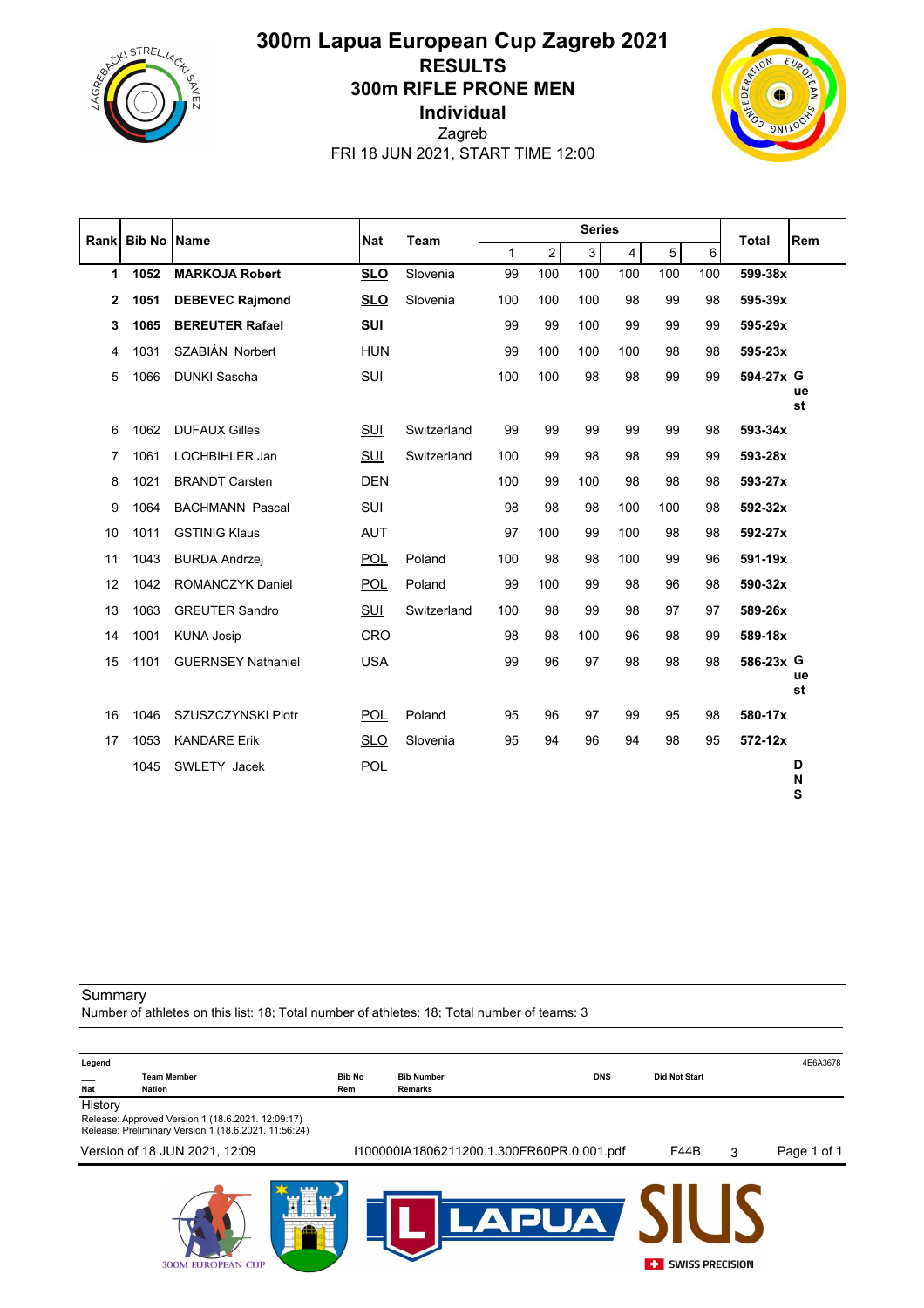# 300m Lapua European Cup Zagreb 2021

## RESULTS

## 300m RIFLE PRONE MEN

### Individual

Zagreb

FRI 18 JUN 2021, START TIME 12:00

| Rank | Bib No | Name | Nat | Team | Series 1 | 2 | 3 | 4 | 5 | 6 | Total | Rem |
|---|---|---|---|---|---|---|---|---|---|---|---|---|
| **1** | **1052** | **MARKOJA Robert** | **SLO** | Slovenia | 99 | 100 | 100 | 100 | 100 | 100 | **599-38x** | |
| **2** | **1051** | **DEBEVEC Rajmond** | **SLO** | Slovenia | 100 | 100 | 100 | 98 | 99 | 98 | **595-39x** | |
| **3** | **1065** | **BEREUTER Rafael** | **SUI** | | 99 | 99 | 100 | 99 | 99 | 99 | **595-29x** | |
| 4 | 1031 | SZABIÁN Norbert | HUN | | 99 | 100 | 100 | 100 | 98 | 98 | **595-23x** | |
| 5 | 1066 | DÜNKI Sascha | SUI | | 100 | 100 | 98 | 98 | 99 | 99 | **594-27x** | **Guest** |
| 6 | 1062 | DUFAUX Gilles | SUI | Switzerland | 99 | 99 | 99 | 99 | 99 | 98 | **593-34x** | |
| 7 | 1061 | LOCHBIHLER Jan | SUI | Switzerland | 100 | 99 | 98 | 98 | 99 | 99 | **593-28x** | |
| 8 | 1021 | BRANDT Carsten | DEN | | 100 | 99 | 100 | 98 | 98 | 98 | **593-27x** | |
| 9 | 1064 | BACHMANN Pascal | SUI | | 98 | 98 | 98 | 100 | 100 | 98 | **592-32x** | |
| 10 | 1011 | GSTINIG Klaus | AUT | | 97 | 100 | 99 | 100 | 98 | 98 | **592-27x** | |
| 11 | 1043 | BURDA Andrzej | POL | Poland | 100 | 98 | 98 | 100 | 99 | 96 | **591-19x** | |
| 12 | 1042 | ROMANCZYK Daniel | POL | Poland | 99 | 100 | 99 | 98 | 96 | 98 | **590-32x** | |
| 13 | 1063 | GREUTER Sandro | SUI | Switzerland | 100 | 98 | 99 | 98 | 97 | 97 | **589-26x** | |
| 14 | 1001 | KUNA Josip | CRO | | 98 | 98 | 100 | 96 | 98 | 99 | **589-18x** | |
| 15 | 1101 | GUERNSEY Nathaniel | USA | | 99 | 96 | 97 | 98 | 98 | 98 | **586-23x** | **Guest** |
| 16 | 1046 | SZUSZCZYNSKI Piotr | POL | Poland | 95 | 96 | 97 | 99 | 95 | 98 | **580-17x** | |
| 17 | 1053 | KANDARE Erik | SLO | Slovenia | 95 | 94 | 96 | 94 | 98 | 95 | **572-12x** | |
| | 1045 | SWLETY Jacek | POL | | | | | | | | | **DNS** |

Summary

Number of athletes on this list: 18; Total number of athletes: 18; Total number of teams: 3

**Legend**

| Nat | Team Member Nation | Bib No Rem | Bib Number Remarks | DNS | Did Not Start |
|---|---|---|---|---|---|

4E6A3678

History

Release: Approved Version 1 (18.6.2021. 12:09:17)

Release: Preliminary Version 1 (18.6.2021. 11:56:24)

Version of 18 JUN 2021, 12:09 — I100000IA1806211200.1.300FR60PR.0.001.pdf — F44B — 3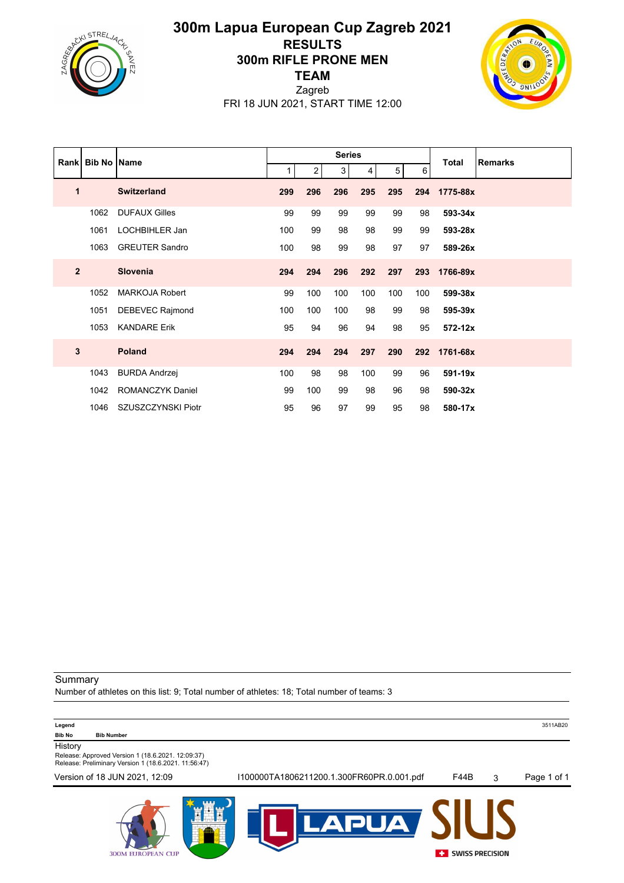# 300m Lapua European Cup Zagreb 2021

## RESULTS

## 300m RIFLE PRONE MEN

## TEAM

Zagreb

FRI 18 JUN 2021, START TIME 12:00

| Rank | Bib No | Name | Series | | | | | | Total | Remarks |
|---|---|---|---|---|---|---|---|---|---|---|
| | | | 1 | 2 | 3 | 4 | 5 | 6 | | |
| **1** | | **Switzerland** | **299** | **296** | **296** | **295** | **295** | **294** | **1775-88x** | |
| | 1062 | DUFAUX Gilles | 99 | 99 | 99 | 99 | 99 | 98 | **593-34x** | |
| | 1061 | LOCHBIHLER Jan | 100 | 99 | 98 | 98 | 99 | 99 | **593-28x** | |
| | 1063 | GREUTER Sandro | 100 | 98 | 99 | 98 | 97 | 97 | **589-26x** | |
| **2** | | **Slovenia** | **294** | **294** | **296** | **292** | **297** | **293** | **1766-89x** | |
| | 1052 | MARKOJA Robert | 99 | 100 | 100 | 100 | 100 | 100 | **599-38x** | |
| | 1051 | DEBEVEC Rajmond | 100 | 100 | 100 | 98 | 99 | 98 | **595-39x** | |
| | 1053 | KANDARE Erik | 95 | 94 | 96 | 94 | 98 | 95 | **572-12x** | |
| **3** | | **Poland** | **294** | **294** | **294** | **297** | **290** | **292** | **1761-68x** | |
| | 1043 | BURDA Andrzej | 100 | 98 | 98 | 100 | 99 | 96 | **591-19x** | |
| | 1042 | ROMANCZYK Daniel | 99 | 100 | 99 | 98 | 96 | 98 | **590-32x** | |
| | 1046 | SZUSZCZYNSKI Piotr | 95 | 96 | 97 | 99 | 95 | 98 | **580-17x** | |

Summary

Number of athletes on this list: 9; Total number of athletes: 18; Total number of teams: 3

**Legend**

**Bib No** — **Bib Number**

History

Release: Approved Version 1 (18.6.2021. 12:09:37)

Release: Preliminary Version 1 (18.6.2021. 11:56:47)

Version of 18 JUN 2021, 12:09 — I100000TA1806211200.1.300FR60PR.0.001.pdf — F44B — 3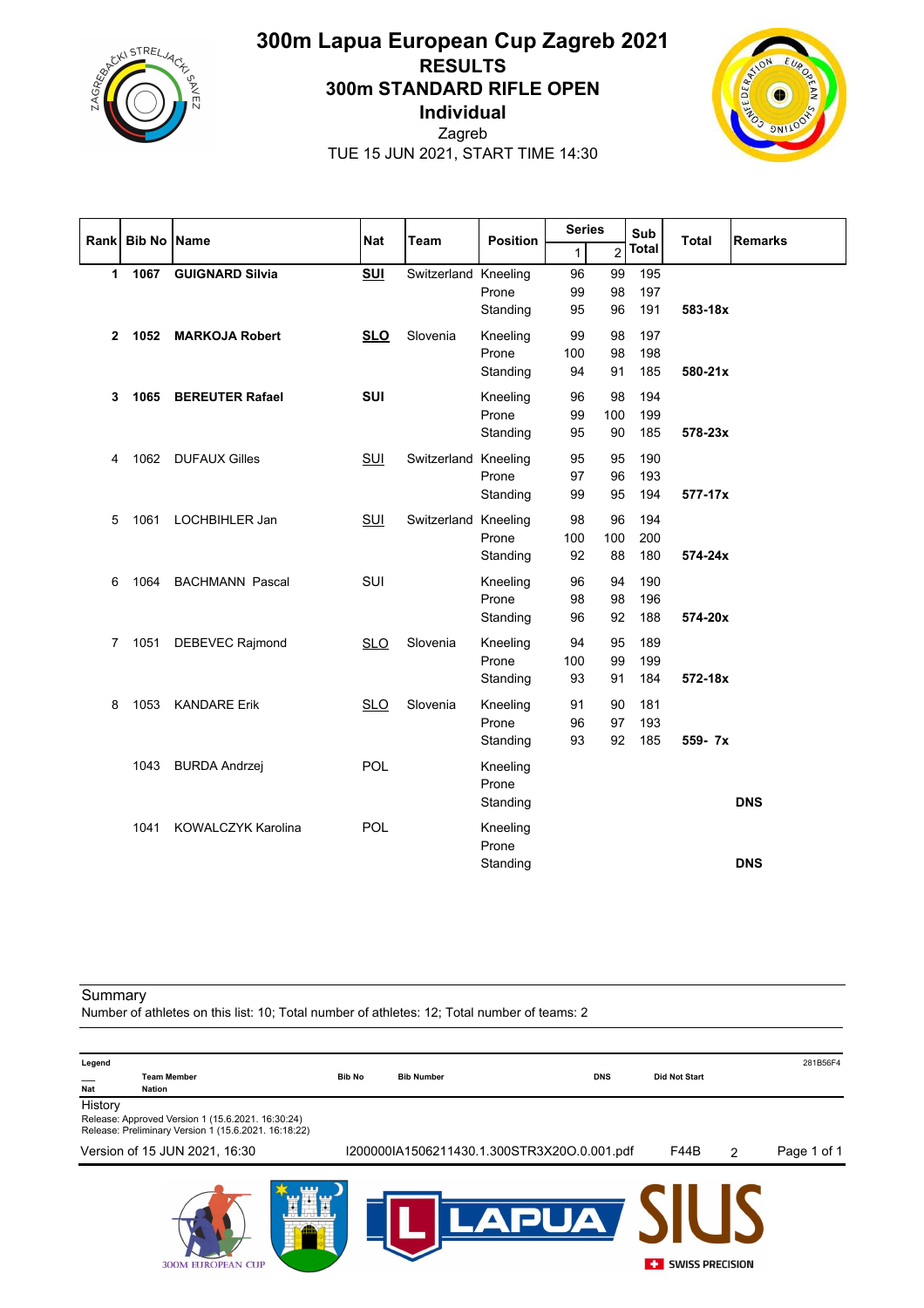# 300m Lapua European Cup Zagreb 2021

## RESULTS

## 300m STANDARD RIFLE OPEN

### Individual

Zagreb

TUE 15 JUN 2021, START TIME 14:30

| Rank | Bib No | Name | Nat | Team | Position | Series 1 | Series 2 | Sub Total | Total | Remarks |
|---|---|---|---|---|---|---|---|---|---|---|
| **1** | **1067** | **GUIGNARD Silvia** | **SUI** | Switzerland | Kneeling | 96 | 99 | 195 | | |
| | | | | | Prone | 99 | 98 | 197 | | |
| | | | | | Standing | 95 | 96 | 191 | **583-18x** | |
| **2** | **1052** | **MARKOJA Robert** | **SLO** | Slovenia | Kneeling | 99 | 98 | 197 | | |
| | | | | | Prone | 100 | 98 | 198 | | |
| | | | | | Standing | 94 | 91 | 185 | **580-21x** | |
| **3** | **1065** | **BEREUTER Rafael** | **SUI** | | Kneeling | 96 | 98 | 194 | | |
| | | | | | Prone | 99 | 100 | 199 | | |
| | | | | | Standing | 95 | 90 | 185 | **578-23x** | |
| 4 | 1062 | DUFAUX Gilles | SUI | Switzerland | Kneeling | 95 | 95 | 190 | | |
| | | | | | Prone | 97 | 96 | 193 | | |
| | | | | | Standing | 99 | 95 | 194 | **577-17x** | |
| 5 | 1061 | LOCHBIHLER Jan | SUI | Switzerland | Kneeling | 98 | 96 | 194 | | |
| | | | | | Prone | 100 | 100 | 200 | | |
| | | | | | Standing | 92 | 88 | 180 | **574-24x** | |
| 6 | 1064 | BACHMANN Pascal | SUI | | Kneeling | 96 | 94 | 190 | | |
| | | | | | Prone | 98 | 98 | 196 | | |
| | | | | | Standing | 96 | 92 | 188 | **574-20x** | |
| 7 | 1051 | DEBEVEC Rajmond | SLO | Slovenia | Kneeling | 94 | 95 | 189 | | |
| | | | | | Prone | 100 | 99 | 199 | | |
| | | | | | Standing | 93 | 91 | 184 | **572-18x** | |
| 8 | 1053 | KANDARE Erik | SLO | Slovenia | Kneeling | 91 | 90 | 181 | | |
| | | | | | Prone | 96 | 97 | 193 | | |
| | | | | | Standing | 93 | 92 | 185 | **559- 7x** | |
| | 1043 | BURDA Andrzej | POL | | Kneeling | | | | | |
| | | | | | Prone | | | | | |
| | | | | | Standing | | | | | **DNS** |
| | 1041 | KOWALCZYK Karolina | POL | | Kneeling | | | | | |
| | | | | | Prone | | | | | |
| | | | | | Standing | | | | | **DNS** |

Summary

Number of athletes on this list: 10; Total number of athletes: 12; Total number of teams: 2

**Legend**

| Nat (underlined) | Team Member Nation | Bib No | Bib Number | DNS | Did Not Start |
|---|---|---|---|---|---|

281B56F4

History

Release: Approved Version 1 (15.6.2021. 16:30:24)

Release: Preliminary Version 1 (15.6.2021. 16:18:22)

Version of 15 JUN 2021, 16:30 — I200000IA1506211430.1.300STR3X20O.0.001.pdf — F44B — 2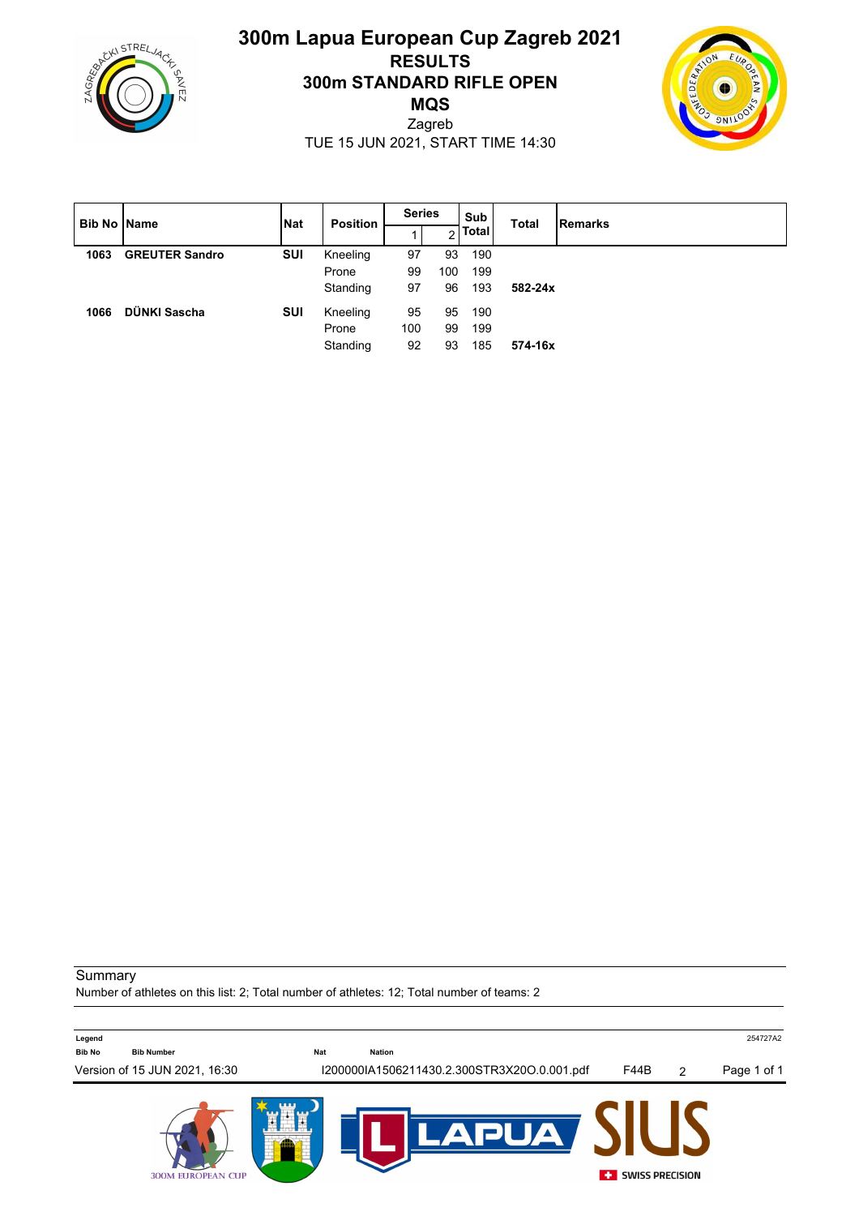# 300m Lapua European Cup Zagreb 2021

## RESULTS

## 300m STANDARD RIFLE OPEN

## MQS

Zagreb

TUE 15 JUN 2021, START TIME 14:30

| Bib No | Name | Nat | Position | Series 1 | Series 2 | Sub Total | Total | Remarks |
|---|---|---|---|---|---|---|---|---|
| **1063** | **GREUTER Sandro** | **SUI** | Kneeling | 97 | 93 | 190 | | |
| | | | Prone | 99 | 100 | 199 | | |
| | | | Standing | 97 | 96 | 193 | **582-24x** | |
| **1066** | **DÜNKI Sascha** | **SUI** | Kneeling | 95 | 95 | 190 | | |
| | | | Prone | 100 | 99 | 199 | | |
| | | | Standing | 92 | 93 | 185 | **574-16x** | |

Summary

Number of athletes on this list: 2; Total number of athletes: 12; Total number of teams: 2

**Legend**

| Bib No | Bib Number | Nat | Nation |
|---|---|---|---|

254727A2

Version of 15 JUN 2021, 16:30 I200000IA1506211430.2.300STR3X20O.0.001.pdf F44B 2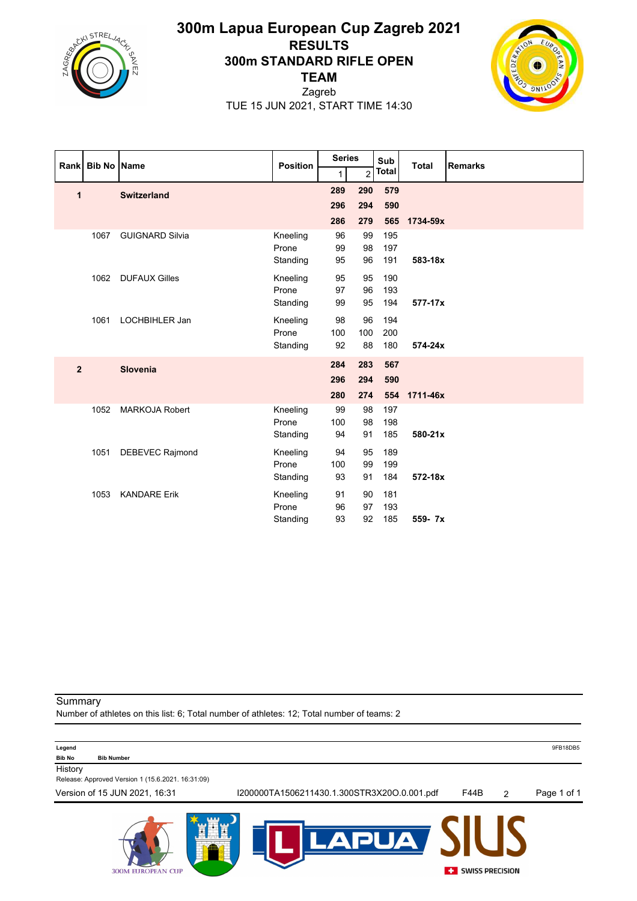# 300m Lapua European Cup Zagreb 2021

## RESULTS

## 300m STANDARD RIFLE OPEN

## TEAM

Zagreb

TUE 15 JUN 2021, START TIME 14:30

| Rank | Bib No | Name | Position | Series 1 | Series 2 | Sub Total | Total | Remarks |
|---|---|---|---|---|---|---|---|---|
| **1** | | **Switzerland** | | **289** | **290** | **579** | | |
| | | | | **296** | **294** | **590** | | |
| | | | | **286** | **279** | **565** | **1734-59x** | |
| | 1067 | GUIGNARD Silvia | Kneeling | 96 | 99 | 195 | | |
| | | | Prone | 99 | 98 | 197 | | |
| | | | Standing | 95 | 96 | 191 | **583-18x** | |
| | 1062 | DUFAUX Gilles | Kneeling | 95 | 95 | 190 | | |
| | | | Prone | 97 | 96 | 193 | | |
| | | | Standing | 99 | 95 | 194 | **577-17x** | |
| | 1061 | LOCHBIHLER Jan | Kneeling | 98 | 96 | 194 | | |
| | | | Prone | 100 | 100 | 200 | | |
| | | | Standing | 92 | 88 | 180 | **574-24x** | |
| **2** | | **Slovenia** | | **284** | **283** | **567** | | |
| | | | | **296** | **294** | **590** | | |
| | | | | **280** | **274** | **554** | **1711-46x** | |
| | 1052 | MARKOJA Robert | Kneeling | 99 | 98 | 197 | | |
| | | | Prone | 100 | 98 | 198 | | |
| | | | Standing | 94 | 91 | 185 | **580-21x** | |
| | 1051 | DEBEVEC Rajmond | Kneeling | 94 | 95 | 189 | | |
| | | | Prone | 100 | 99 | 199 | | |
| | | | Standing | 93 | 91 | 184 | **572-18x** | |
| | 1053 | KANDARE Erik | Kneeling | 91 | 90 | 181 | | |
| | | | Prone | 96 | 97 | 193 | | |
| | | | Standing | 93 | 92 | 185 | **559- 7x** | |

Summary

Number of athletes on this list: 6; Total number of athletes: 12; Total number of teams: 2

**Legend**

**Bib No** **Bib Number**

History

Release: Approved Version 1 (15.6.2021. 16:31:09)

Version of 15 JUN 2021, 16:31 I200000TA1506211430.1.300STR3X20O.0.001.pdf F44B 2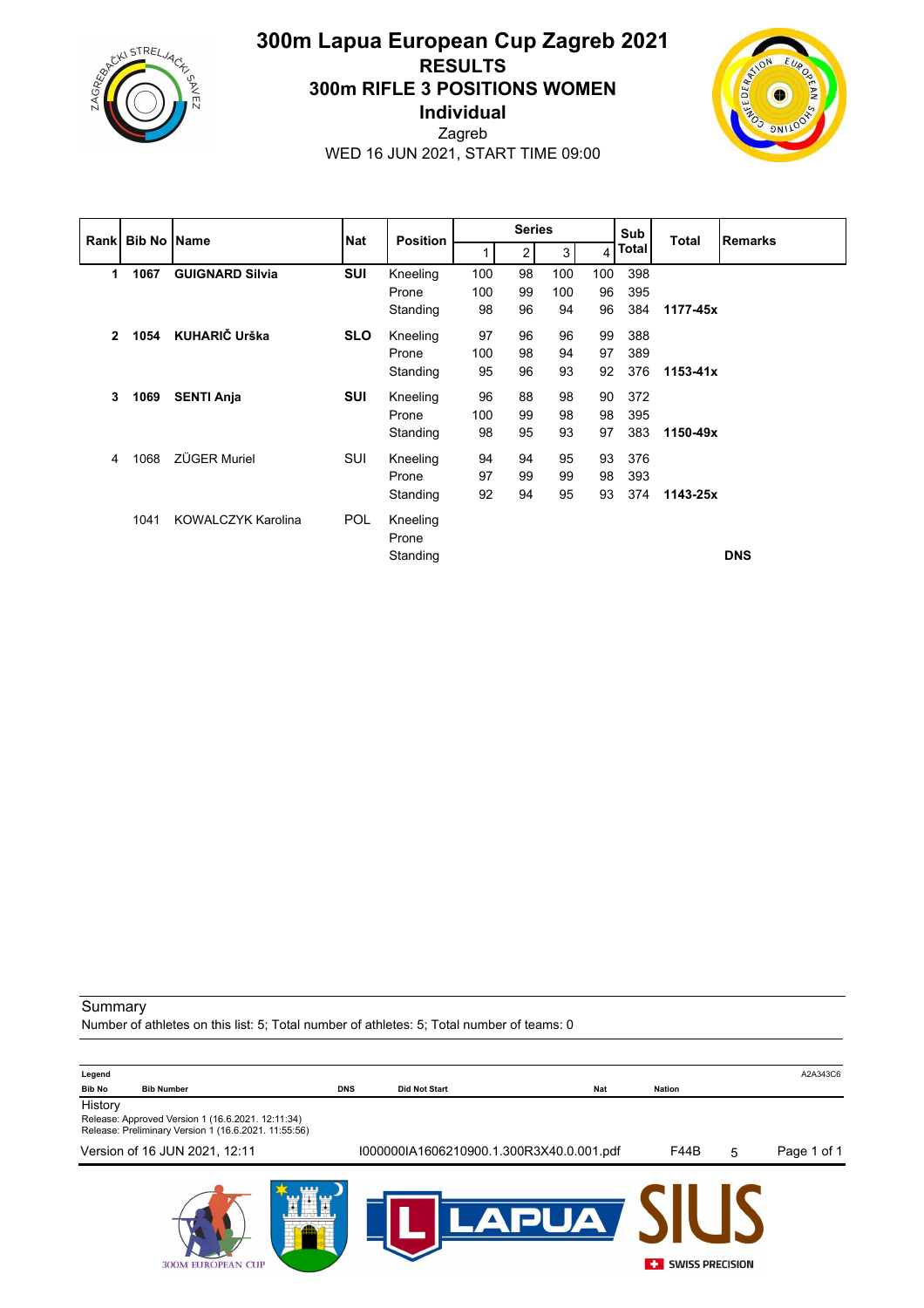# 300m Lapua European Cup Zagreb 2021

## RESULTS

## 300m RIFLE 3 POSITIONS WOMEN

### Individual

Zagreb

WED 16 JUN 2021, START TIME 09:00

| Rank | Bib No | Name | Nat | Position | Series 1 | 2 | 3 | 4 | Sub Total | Total | Remarks |
|---|---|---|---|---|---|---|---|---|---|---|---|
| **1** | **1067** | **GUIGNARD Silvia** | **SUI** | Kneeling | 100 | 98 | 100 | 100 | 398 | | |
| | | | | Prone | 100 | 99 | 100 | 96 | 395 | | |
| | | | | Standing | 98 | 96 | 94 | 96 | 384 | **1177-45x** | |
| **2** | **1054** | **KUHARIČ Urška** | **SLO** | Kneeling | 97 | 96 | 96 | 99 | 388 | | |
| | | | | Prone | 100 | 98 | 94 | 97 | 389 | | |
| | | | | Standing | 95 | 96 | 93 | 92 | 376 | **1153-41x** | |
| **3** | **1069** | **SENTI Anja** | **SUI** | Kneeling | 96 | 88 | 98 | 90 | 372 | | |
| | | | | Prone | 100 | 99 | 98 | 98 | 395 | | |
| | | | | Standing | 98 | 95 | 93 | 97 | 383 | **1150-49x** | |
| 4 | 1068 | ZÜGER Muriel | SUI | Kneeling | 94 | 94 | 95 | 93 | 376 | | |
| | | | | Prone | 97 | 99 | 99 | 98 | 393 | | |
| | | | | Standing | 92 | 94 | 95 | 93 | 374 | **1143-25x** | |
| | 1041 | KOWALCZYK Karolina | POL | Kneeling | | | | | | | |
| | | | | Prone | | | | | | | |
| | | | | Standing | | | | | | | **DNS** |

Summary

Number of athletes on this list: 5; Total number of athletes: 5; Total number of teams: 0

| Legend | | | | | |
|---|---|---|---|---|---|
| Bib No | Bib Number | DNS | Did Not Start | Nat | Nation |

History

Release: Approved Version 1 (16.6.2021. 12:11:34)
Release: Preliminary Version 1 (16.6.2021. 11:55:56)

Version of 16 JUN 2021, 12:11 — I000000IA1606210900.1.300R3X40.0.001.pdf — F44B — 5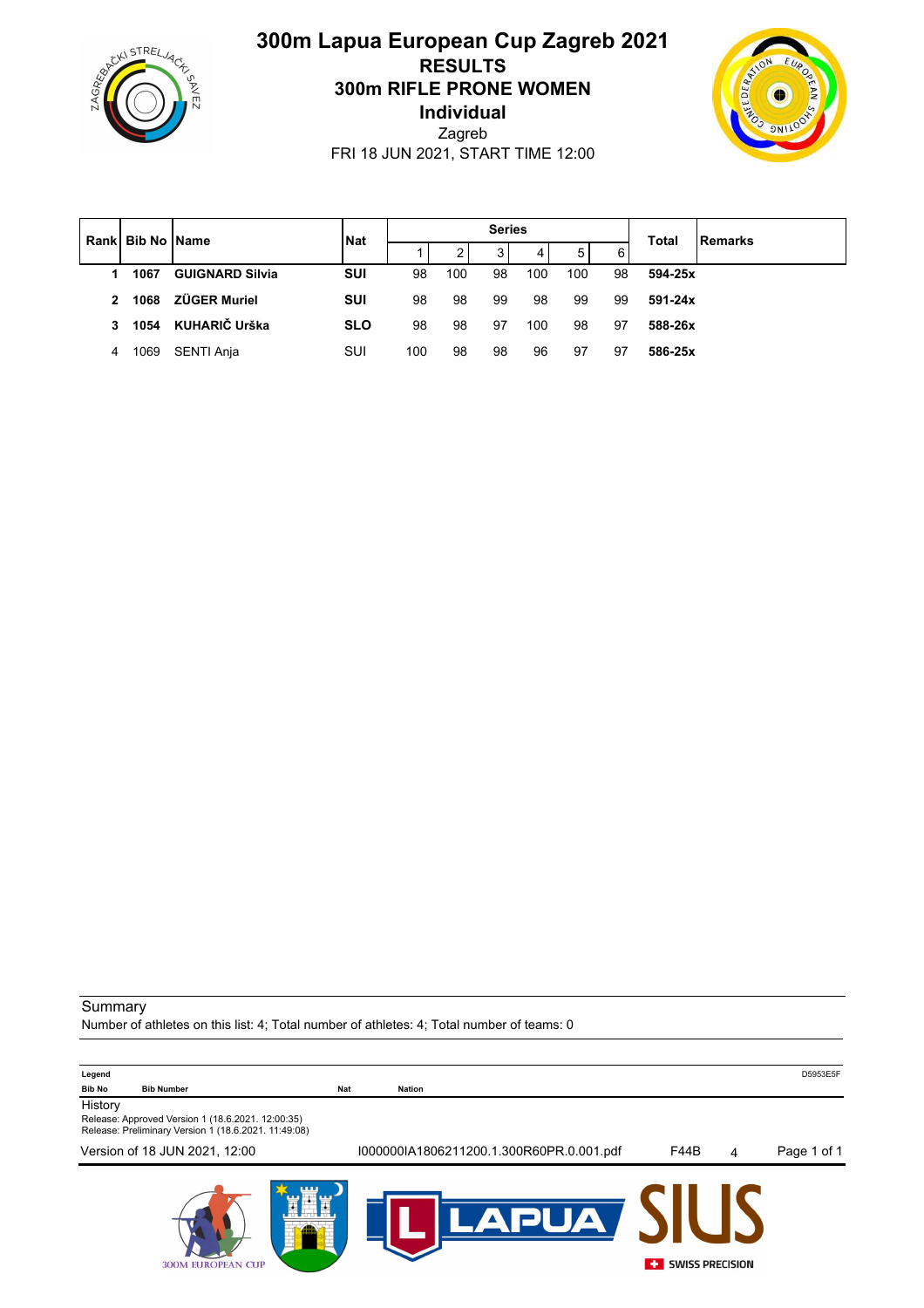# 300m Lapua European Cup Zagreb 2021

## RESULTS

## 300m RIFLE PRONE WOMEN

## Individual

Zagreb

FRI 18 JUN 2021, START TIME 12:00

| Rank | Bib No | Name | Nat | Series | | | | | | Total | Remarks |
|---|---|---|---|---|---|---|---|---|---|---|---|
| | | | | 1 | 2 | 3 | 4 | 5 | 6 | | |
| **1** | **1067** | **GUIGNARD Silvia** | **SUI** | 98 | 100 | 98 | 100 | 100 | 98 | **594-25x** | |
| **2** | **1068** | **ZÜGER Muriel** | **SUI** | 98 | 98 | 99 | 98 | 99 | 99 | **591-24x** | |
| **3** | **1054** | **KUHARIČ Urška** | **SLO** | 98 | 98 | 97 | 100 | 98 | 97 | **588-26x** | |
| 4 | 1069 | SENTI Anja | SUI | 100 | 98 | 98 | 96 | 97 | 97 | **586-25x** | |

Summary

Number of athletes on this list: 4; Total number of athletes: 4; Total number of teams: 0

**Legend** D5953E5F

| Bib No | Bib Number | Nat | Nation |
|---|---|---|---|

History

Release: Approved Version 1 (18.6.2021. 12:00:35)
Release: Preliminary Version 1 (18.6.2021. 11:49:08)

Version of 18 JUN 2021, 12:00 I000000IA1806211200.1.300R60PR.0.001.pdf F44B 4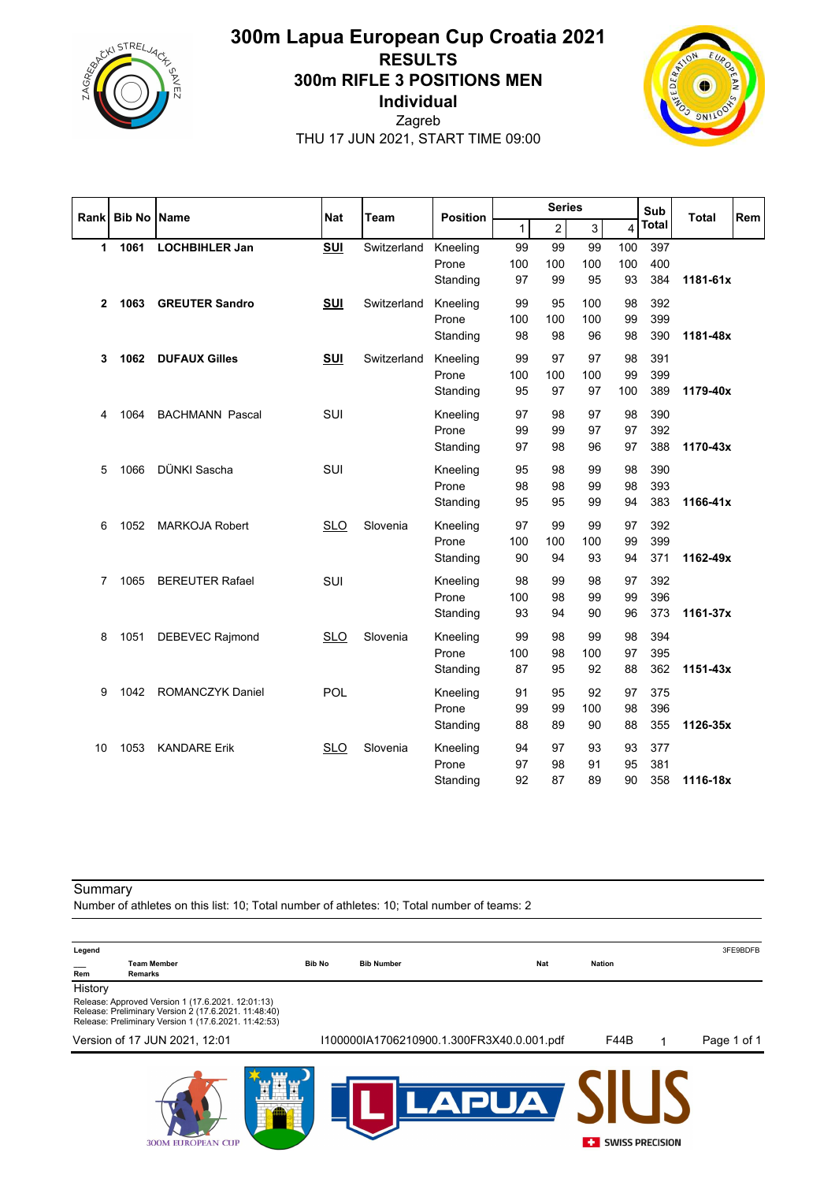# 300m Lapua European Cup Croatia 2021

## RESULTS

## 300m RIFLE 3 POSITIONS MEN

### Individual

Zagreb

THU 17 JUN 2021, START TIME 09:00

| Rank | Bib No | Name | Nat | Team | Position | Series 1 | 2 | 3 | 4 | Sub Total | Total | Rem |
|---|---|---|---|---|---|---|---|---|---|---|---|---|
| **1** | **1061** | **LOCHBIHLER Jan** | **SUI** | Switzerland | Kneeling | 99 | 99 | 99 | 100 | 397 | | |
| | | | | | Prone | 100 | 100 | 100 | 100 | 400 | | |
| | | | | | Standing | 97 | 99 | 95 | 93 | 384 | **1181-61x** | |
| **2** | **1063** | **GREUTER Sandro** | **SUI** | Switzerland | Kneeling | 99 | 95 | 100 | 98 | 392 | | |
| | | | | | Prone | 100 | 100 | 100 | 99 | 399 | | |
| | | | | | Standing | 98 | 98 | 96 | 98 | 390 | **1181-48x** | |
| **3** | **1062** | **DUFAUX Gilles** | **SUI** | Switzerland | Kneeling | 99 | 97 | 97 | 98 | 391 | | |
| | | | | | Prone | 100 | 100 | 100 | 99 | 399 | | |
| | | | | | Standing | 95 | 97 | 97 | 100 | 389 | **1179-40x** | |
| 4 | 1064 | BACHMANN Pascal | SUI | | Kneeling | 97 | 98 | 97 | 98 | 390 | | |
| | | | | | Prone | 99 | 99 | 97 | 97 | 392 | | |
| | | | | | Standing | 97 | 98 | 96 | 97 | 388 | **1170-43x** | |
| 5 | 1066 | DÜNKI Sascha | SUI | | Kneeling | 95 | 98 | 99 | 98 | 390 | | |
| | | | | | Prone | 98 | 98 | 99 | 98 | 393 | | |
| | | | | | Standing | 95 | 95 | 99 | 94 | 383 | **1166-41x** | |
| 6 | 1052 | MARKOJA Robert | SLO | Slovenia | Kneeling | 97 | 99 | 99 | 97 | 392 | | |
| | | | | | Prone | 100 | 100 | 100 | 99 | 399 | | |
| | | | | | Standing | 90 | 94 | 93 | 94 | 371 | **1162-49x** | |
| 7 | 1065 | BEREUTER Rafael | SUI | | Kneeling | 98 | 99 | 98 | 97 | 392 | | |
| | | | | | Prone | 100 | 98 | 99 | 99 | 396 | | |
| | | | | | Standing | 93 | 94 | 90 | 96 | 373 | **1161-37x** | |
| 8 | 1051 | DEBEVEC Rajmond | SLO | Slovenia | Kneeling | 99 | 98 | 99 | 98 | 394 | | |
| | | | | | Prone | 100 | 98 | 100 | 97 | 395 | | |
| | | | | | Standing | 87 | 95 | 92 | 88 | 362 | **1151-43x** | |
| 9 | 1042 | ROMANCZYK Daniel | POL | | Kneeling | 91 | 95 | 92 | 97 | 375 | | |
| | | | | | Prone | 99 | 99 | 100 | 98 | 396 | | |
| | | | | | Standing | 88 | 89 | 90 | 88 | 355 | **1126-35x** | |
| 10 | 1053 | KANDARE Erik | SLO | Slovenia | Kneeling | 94 | 97 | 93 | 93 | 377 | | |
| | | | | | Prone | 97 | 98 | 91 | 95 | 381 | | |
| | | | | | Standing | 92 | 87 | 89 | 90 | 358 | **1116-18x** | |

Summary

Number of athletes on this list: 10; Total number of athletes: 10; Total number of teams: 2

Legend

| | | | | | |
|---|---|---|---|---|---|
| ___ | Team Member | Bib No | Bib Number | Nat | Nation |
| Rem | Remarks | | | | |

3FE9BDFB

History

Release: Approved Version 1 (17.6.2021. 12:01:13)
Release: Preliminary Version 2 (17.6.2021. 11:48:40)
Release: Preliminary Version 1 (17.6.2021. 11:42:53)

Version of 17 JUN 2021, 12:01 | I100000IA1706210900.1.300FR3X40.0.001.pdf | F44B | 1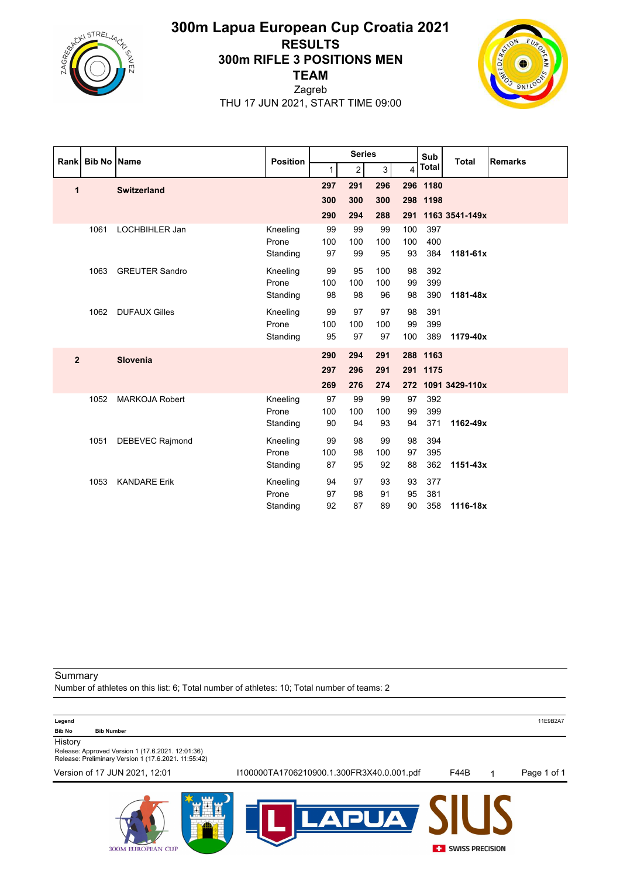# 300m Lapua European Cup Croatia 2021

## RESULTS

## 300m RIFLE 3 POSITIONS MEN

## TEAM

Zagreb

THU 17 JUN 2021, START TIME 09:00

| Rank | Bib No | Name | Position | Series 1 | Series 2 | Series 3 | Series 4 | Sub Total | Total | Remarks |
|---|---|---|---|---|---|---|---|---|---|---|
| **1** | | **Switzerland** | | **297** | **291** | **296** | **296** | **1180** | | |
| | | | | **300** | **300** | **300** | **298** | **1198** | | |
| | | | | **290** | **294** | **288** | **291** | **1163** | **3541-149x** | |
| | 1061 | LOCHBIHLER Jan | Kneeling | 99 | 99 | 99 | 100 | 397 | | |
| | | | Prone | 100 | 100 | 100 | 100 | 400 | | |
| | | | Standing | 97 | 99 | 95 | 93 | 384 | **1181-61x** | |
| | 1063 | GREUTER Sandro | Kneeling | 99 | 95 | 100 | 98 | 392 | | |
| | | | Prone | 100 | 100 | 100 | 99 | 399 | | |
| | | | Standing | 98 | 98 | 96 | 98 | 390 | **1181-48x** | |
| | 1062 | DUFAUX Gilles | Kneeling | 99 | 97 | 97 | 98 | 391 | | |
| | | | Prone | 100 | 100 | 100 | 99 | 399 | | |
| | | | Standing | 95 | 97 | 97 | 100 | 389 | **1179-40x** | |
| **2** | | **Slovenia** | | **290** | **294** | **291** | **288** | **1163** | | |
| | | | | **297** | **296** | **291** | **291** | **1175** | | |
| | | | | **269** | **276** | **274** | **272** | **1091** | **3429-110x** | |
| | 1052 | MARKOJA Robert | Kneeling | 97 | 99 | 99 | 97 | 392 | | |
| | | | Prone | 100 | 100 | 100 | 99 | 399 | | |
| | | | Standing | 90 | 94 | 93 | 94 | 371 | **1162-49x** | |
| | 1051 | DEBEVEC Rajmond | Kneeling | 99 | 98 | 99 | 98 | 394 | | |
| | | | Prone | 100 | 98 | 100 | 97 | 395 | | |
| | | | Standing | 87 | 95 | 92 | 88 | 362 | **1151-43x** | |
| | 1053 | KANDARE Erik | Kneeling | 94 | 97 | 93 | 93 | 377 | | |
| | | | Prone | 97 | 98 | 91 | 95 | 381 | | |
| | | | Standing | 92 | 87 | 89 | 90 | 358 | **1116-18x** | |

Summary

Number of athletes on this list: 6; Total number of athletes: 10; Total number of teams: 2

**Legend**

**Bib No** **Bib Number**

History

Release: Approved Version 1 (17.6.2021. 12:01:36)

Release: Preliminary Version 1 (17.6.2021. 11:55:42)

Version of 17 JUN 2021, 12:01 I100000TA1706210900.1.300FR3X40.0.001.pdf F44B 1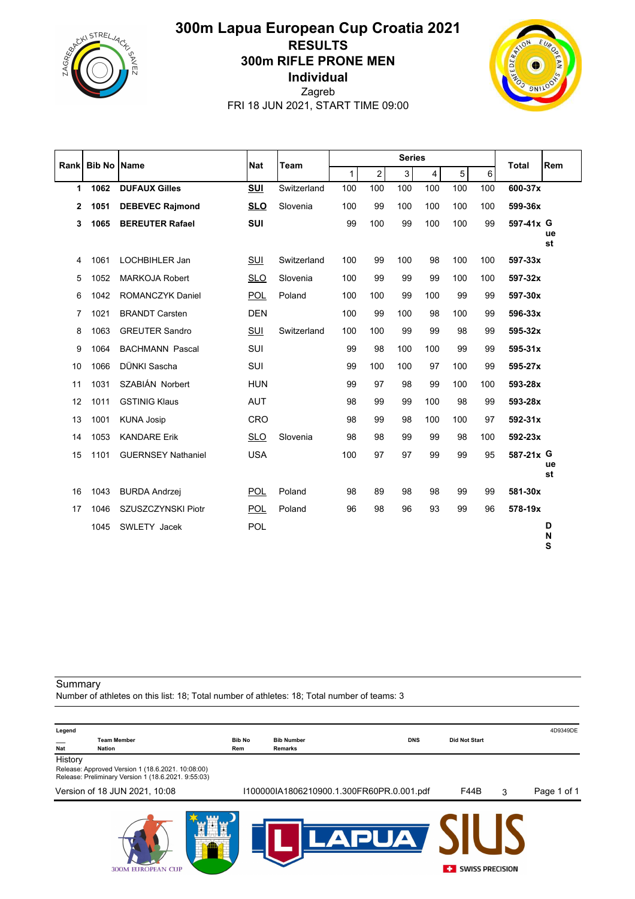# 300m Lapua European Cup Croatia 2021

## RESULTS

## 300m RIFLE PRONE MEN

### Individual

Zagreb

FRI 18 JUN 2021, START TIME 09:00

| Rank | Bib No | Name | Nat | Team | Series | | | | | | Total | Rem |
|---|---|---|---|---|---|---|---|---|---|---|---|---|
| | | | | | 1 | 2 | 3 | 4 | 5 | 6 | | |
| **1** | **1062** | **DUFAUX Gilles** | **SUI** | Switzerland | 100 | 100 | 100 | 100 | 100 | 100 | **600-37x** | |
| **2** | **1051** | **DEBEVEC Rajmond** | **SLO** | Slovenia | 100 | 99 | 100 | 100 | 100 | 100 | **599-36x** | |
| **3** | **1065** | **BEREUTER Rafael** | **SUI** | | 99 | 100 | 99 | 100 | 100 | 99 | **597-41x** | **Guest** |
| 4 | 1061 | LOCHBIHLER Jan | SUI | Switzerland | 100 | 99 | 100 | 98 | 100 | 100 | **597-33x** | |
| 5 | 1052 | MARKOJA Robert | SLO | Slovenia | 100 | 99 | 99 | 99 | 100 | 100 | **597-32x** | |
| 6 | 1042 | ROMANCZYK Daniel | POL | Poland | 100 | 100 | 99 | 100 | 99 | 99 | **597-30x** | |
| 7 | 1021 | BRANDT Carsten | DEN | | 100 | 99 | 100 | 98 | 100 | 99 | **596-33x** | |
| 8 | 1063 | GREUTER Sandro | SUI | Switzerland | 100 | 100 | 99 | 99 | 98 | 99 | **595-32x** | |
| 9 | 1064 | BACHMANN Pascal | SUI | | 99 | 98 | 100 | 100 | 99 | 99 | **595-31x** | |
| 10 | 1066 | DÜNKI Sascha | SUI | | 99 | 100 | 100 | 97 | 100 | 99 | **595-27x** | |
| 11 | 1031 | SZABIÁN Norbert | HUN | | 99 | 97 | 98 | 99 | 100 | 100 | **593-28x** | |
| 12 | 1011 | GSTINIG Klaus | AUT | | 98 | 99 | 99 | 100 | 98 | 99 | **593-28x** | |
| 13 | 1001 | KUNA Josip | CRO | | 98 | 99 | 98 | 100 | 100 | 97 | **592-31x** | |
| 14 | 1053 | KANDARE Erik | SLO | Slovenia | 98 | 98 | 99 | 99 | 98 | 100 | **592-23x** | |
| 15 | 1101 | GUERNSEY Nathaniel | USA | | 100 | 97 | 97 | 99 | 99 | 95 | **587-21x** | **Guest** |
| 16 | 1043 | BURDA Andrzej | POL | Poland | 98 | 89 | 98 | 98 | 99 | 99 | **581-30x** | |
| 17 | 1046 | SZUSZCZYNSKI Piotr | POL | Poland | 96 | 98 | 96 | 93 | 99 | 96 | **578-19x** | |
| | 1045 | SWLETY Jacek | POL | | | | | | | | | **DNS** |

Summary

Number of athletes on this list: 18; Total number of athletes: 18; Total number of teams: 3

Legend

| | | | | | |
|---|---|---|---|---|---|
| ___ | Team Member | Bib No | Bib Number | DNS | Did Not Start |
| Nat | Nation | Rem | Remarks | | |

4D9349DE

History

Release: Approved Version 1 (18.6.2021. 10:08:00)

Release: Preliminary Version 1 (18.6.2021. 9:55:03)

Version of 18 JUN 2021, 10:08 I100000IA1806210900.1.300FR60PR.0.001.pdf F44B 3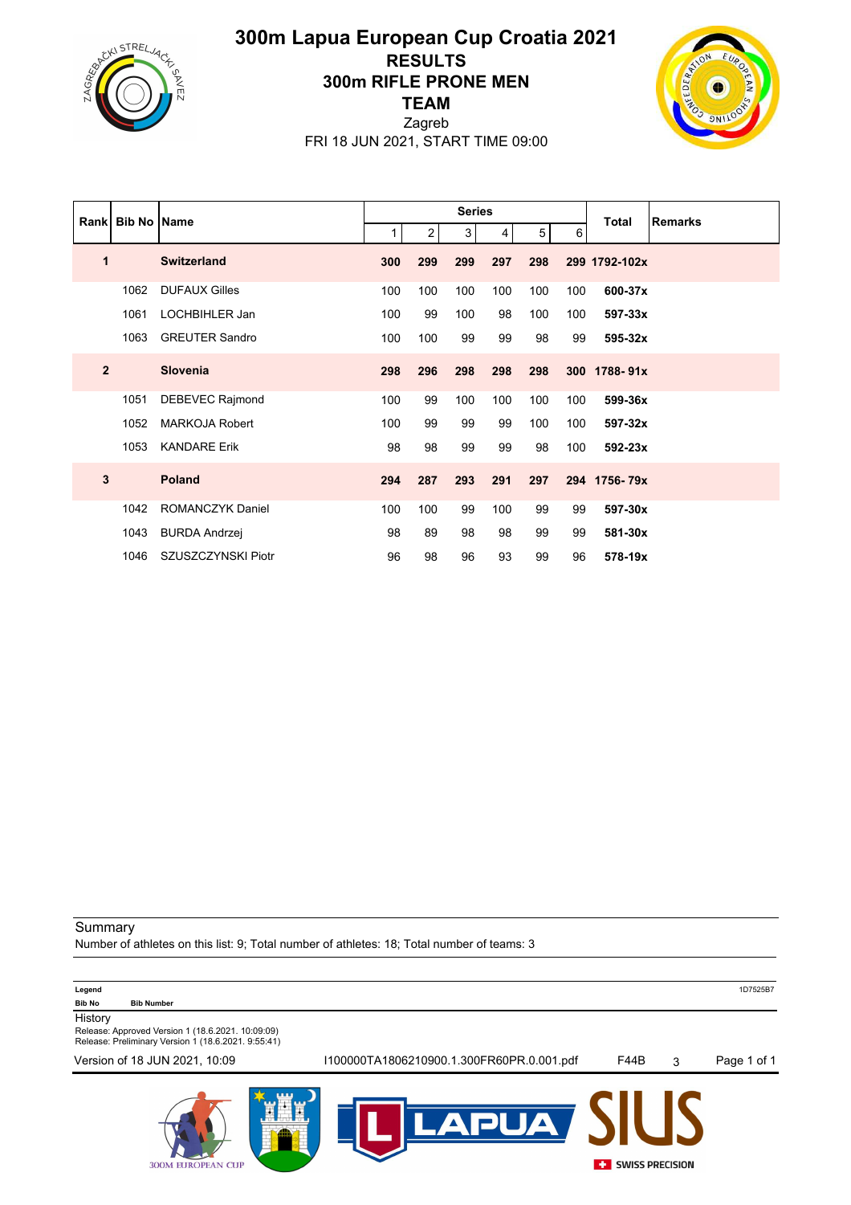# 300m Lapua European Cup Croatia 2021

## RESULTS

## 300m RIFLE PRONE MEN

## TEAM

Zagreb

FRI 18 JUN 2021, START TIME 09:00

| Rank | Bib No | Name | Series 1 | 2 | 3 | 4 | 5 | 6 | Total | Remarks |
|---|---|---|---|---|---|---|---|---|---|---|
| **1** | | **Switzerland** | **300** | **299** | **299** | **297** | **298** | **299** | **1792-102x** | |
| | 1062 | DUFAUX Gilles | 100 | 100 | 100 | 100 | 100 | 100 | **600-37x** | |
| | 1061 | LOCHBIHLER Jan | 100 | 99 | 100 | 98 | 100 | 100 | **597-33x** | |
| | 1063 | GREUTER Sandro | 100 | 100 | 99 | 99 | 98 | 99 | **595-32x** | |
| **2** | | **Slovenia** | **298** | **296** | **298** | **298** | **298** | **300** | **1788- 91x** | |
| | 1051 | DEBEVEC Rajmond | 100 | 99 | 100 | 100 | 100 | 100 | **599-36x** | |
| | 1052 | MARKOJA Robert | 100 | 99 | 99 | 99 | 100 | 100 | **597-32x** | |
| | 1053 | KANDARE Erik | 98 | 98 | 99 | 99 | 98 | 100 | **592-23x** | |
| **3** | | **Poland** | **294** | **287** | **293** | **291** | **297** | **294** | **1756- 79x** | |
| | 1042 | ROMANCZYK Daniel | 100 | 100 | 99 | 100 | 99 | 99 | **597-30x** | |
| | 1043 | BURDA Andrzej | 98 | 89 | 98 | 98 | 99 | 99 | **581-30x** | |
| | 1046 | SZUSZCZYNSKI Piotr | 96 | 98 | 96 | 93 | 99 | 96 | **578-19x** | |

Summary

Number of athletes on this list: 9; Total number of athletes: 18; Total number of teams: 3

**Legend**

**Bib No** Bib Number

History

Release: Approved Version 1 (18.6.2021. 10:09:09)

Release: Preliminary Version 1 (18.6.2021. 9:55:41)

Version of 18 JUN 2021, 10:09 I100000TA1806210900.1.300FR60PR.0.001.pdf F44B 3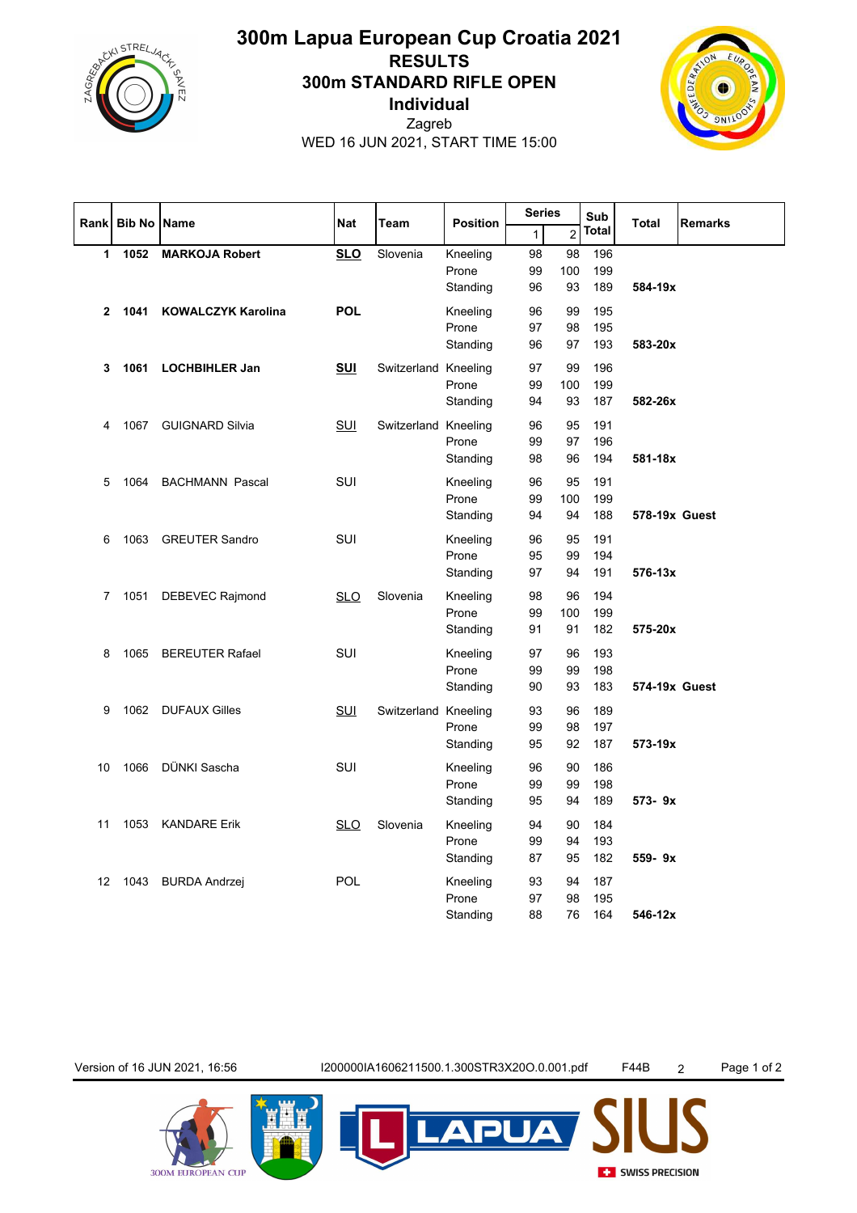# 300m Lapua European Cup Croatia 2021

## RESULTS

## 300m STANDARD RIFLE OPEN

## Individual

Zagreb

WED 16 JUN 2021, START TIME 15:00

| Rank | Bib No | Name | Nat | Team | Position | Series 1 | Series 2 | Sub Total | Total | Remarks |
|---|---|---|---|---|---|---|---|---|---|---|
| **1** | **1052** | **MARKOJA Robert** | **SLO** | Slovenia | Kneeling | 98 | 98 | 196 | | |
| | | | | | Prone | 99 | 100 | 199 | | |
| | | | | | Standing | 96 | 93 | 189 | **584-19x** | |
| **2** | **1041** | **KOWALCZYK Karolina** | **POL** | | Kneeling | 96 | 99 | 195 | | |
| | | | | | Prone | 97 | 98 | 195 | | |
| | | | | | Standing | 96 | 97 | 193 | **583-20x** | |
| **3** | **1061** | **LOCHBIHLER Jan** | **SUI** | Switzerland | Kneeling | 97 | 99 | 196 | | |
| | | | | | Prone | 99 | 100 | 199 | | |
| | | | | | Standing | 94 | 93 | 187 | **582-26x** | |
| 4 | 1067 | GUIGNARD Silvia | SUI | Switzerland | Kneeling | 96 | 95 | 191 | | |
| | | | | | Prone | 99 | 97 | 196 | | |
| | | | | | Standing | 98 | 96 | 194 | **581-18x** | |
| 5 | 1064 | BACHMANN Pascal | SUI | | Kneeling | 96 | 95 | 191 | | |
| | | | | | Prone | 99 | 100 | 199 | | |
| | | | | | Standing | 94 | 94 | 188 | **578-19x** | **Guest** |
| 6 | 1063 | GREUTER Sandro | SUI | | Kneeling | 96 | 95 | 191 | | |
| | | | | | Prone | 95 | 99 | 194 | | |
| | | | | | Standing | 97 | 94 | 191 | **576-13x** | |
| 7 | 1051 | DEBEVEC Rajmond | SLO | Slovenia | Kneeling | 98 | 96 | 194 | | |
| | | | | | Prone | 99 | 100 | 199 | | |
| | | | | | Standing | 91 | 91 | 182 | **575-20x** | |
| 8 | 1065 | BEREUTER Rafael | SUI | | Kneeling | 97 | 96 | 193 | | |
| | | | | | Prone | 99 | 99 | 198 | | |
| | | | | | Standing | 90 | 93 | 183 | **574-19x** | **Guest** |
| 9 | 1062 | DUFAUX Gilles | SUI | Switzerland | Kneeling | 93 | 96 | 189 | | |
| | | | | | Prone | 99 | 98 | 197 | | |
| | | | | | Standing | 95 | 92 | 187 | **573-19x** | |
| 10 | 1066 | DÜNKI Sascha | SUI | | Kneeling | 96 | 90 | 186 | | |
| | | | | | Prone | 99 | 99 | 198 | | |
| | | | | | Standing | 95 | 94 | 189 | **573- 9x** | |
| 11 | 1053 | KANDARE Erik | SLO | Slovenia | Kneeling | 94 | 90 | 184 | | |
| | | | | | Prone | 99 | 94 | 193 | | |
| | | | | | Standing | 87 | 95 | 182 | **559- 9x** | |
| 12 | 1043 | BURDA Andrzej | POL | | Kneeling | 93 | 94 | 187 | | |
| | | | | | Prone | 97 | 98 | 195 | | |
| | | | | | Standing | 88 | 76 | 164 | **546-12x** | |

Version of 16 JUN 2021, 16:56 I200000IA1606211500.1.300STR3X20O.0.001.pdf F44B 2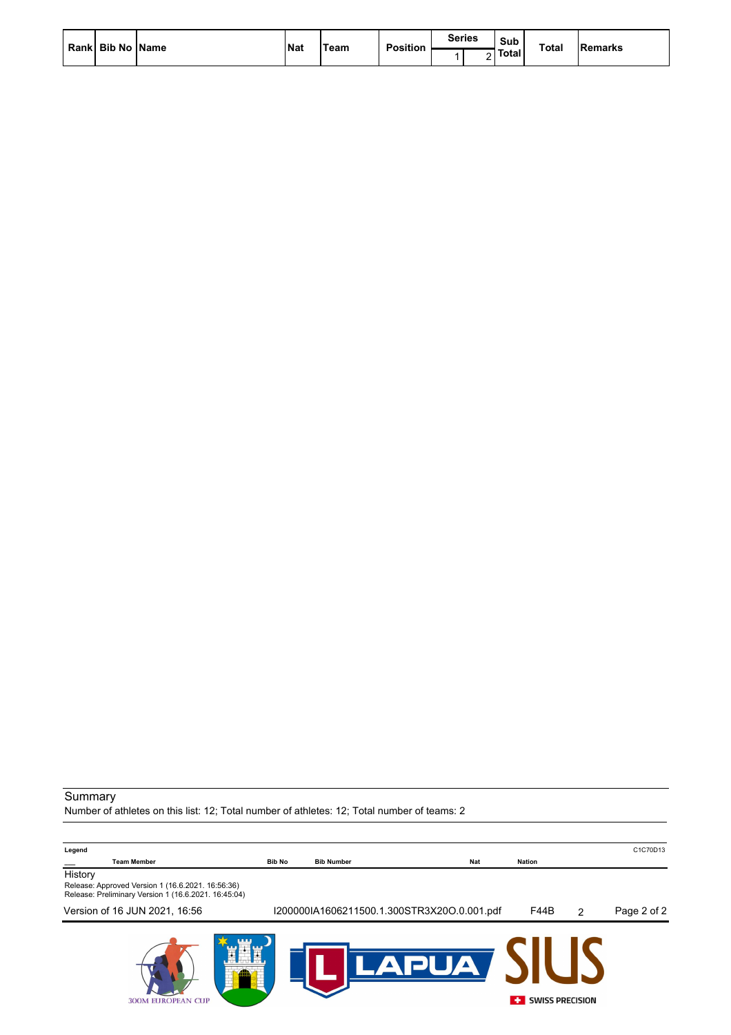| Rank | Bib No | Name | Nat | Team | Position | Series | | Sub Total | Total | Remarks |
|---|---|---|---|---|---|---|---|---|---|---|
| | | | | | | 1 | 2 | | | |

## Summary

Number of athletes on this list: 12; Total number of athletes: 12; Total number of teams: 2

**Legend**

| | Team Member | Bib No | Bib Number | Nat | Nation |
|---|---|---|---|---|---|

C1C70D13

History

Release: Approved Version 1 (16.6.2021. 16:56:36)
Release: Preliminary Version 1 (16.6.2021. 16:45:04)

Version of 16 JUN 2021, 16:56 I200000IA1606211500.1.300STR3X20O.0.001.pdf F44B 2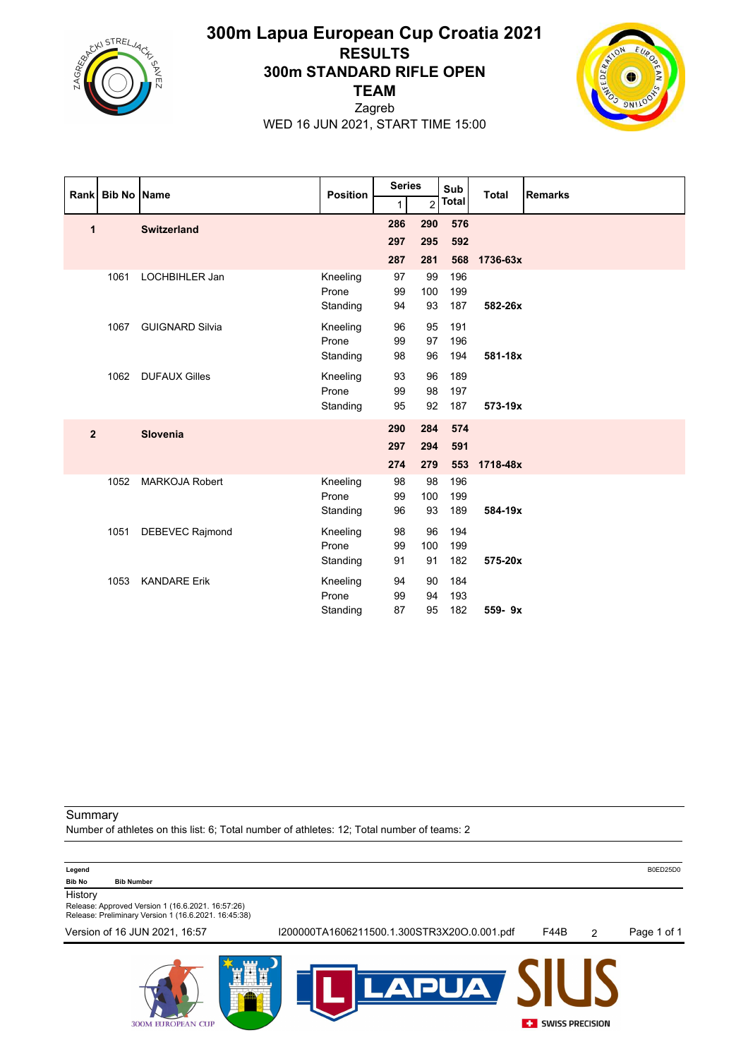# 300m Lapua European Cup Croatia 2021

## RESULTS

## 300m STANDARD RIFLE OPEN

## TEAM

Zagreb

WED 16 JUN 2021, START TIME 15:00

| Rank | Bib No | Name | Position | Series 1 | Series 2 | Sub Total | Total | Remarks |
|---|---|---|---|---|---|---|---|---|
| **1** | | **Switzerland** | | **286** | **290** | **576** | | |
| | | | | **297** | **295** | **592** | | |
| | | | | **287** | **281** | **568** | **1736-63x** | |
| | 1061 | LOCHBIHLER Jan | Kneeling | 97 | 99 | 196 | | |
| | | | Prone | 99 | 100 | 199 | | |
| | | | Standing | 94 | 93 | 187 | **582-26x** | |
| | 1067 | GUIGNARD Silvia | Kneeling | 96 | 95 | 191 | | |
| | | | Prone | 99 | 97 | 196 | | |
| | | | Standing | 98 | 96 | 194 | **581-18x** | |
| | 1062 | DUFAUX Gilles | Kneeling | 93 | 96 | 189 | | |
| | | | Prone | 99 | 98 | 197 | | |
| | | | Standing | 95 | 92 | 187 | **573-19x** | |
| **2** | | **Slovenia** | | **290** | **284** | **574** | | |
| | | | | **297** | **294** | **591** | | |
| | | | | **274** | **279** | **553** | **1718-48x** | |
| | 1052 | MARKOJA Robert | Kneeling | 98 | 98 | 196 | | |
| | | | Prone | 99 | 100 | 199 | | |
| | | | Standing | 96 | 93 | 189 | **584-19x** | |
| | 1051 | DEBEVEC Rajmond | Kneeling | 98 | 96 | 194 | | |
| | | | Prone | 99 | 100 | 199 | | |
| | | | Standing | 91 | 91 | 182 | **575-20x** | |
| | 1053 | KANDARE Erik | Kneeling | 94 | 90 | 184 | | |
| | | | Prone | 99 | 94 | 193 | | |
| | | | Standing | 87 | 95 | 182 | **559- 9x** | |

Summary

Number of athletes on this list: 6; Total number of athletes: 12; Total number of teams: 2

**Legend**

| Bib No | Bib Number |
|---|---|

B0ED25D0

History

Release: Approved Version 1 (16.6.2021. 16:57:26)

Release: Preliminary Version 1 (16.6.2021. 16:45:38)

Version of 16 JUN 2021, 16:57 I200000TA1606211500.1.300STR3X20O.0.001.pdf F44B 2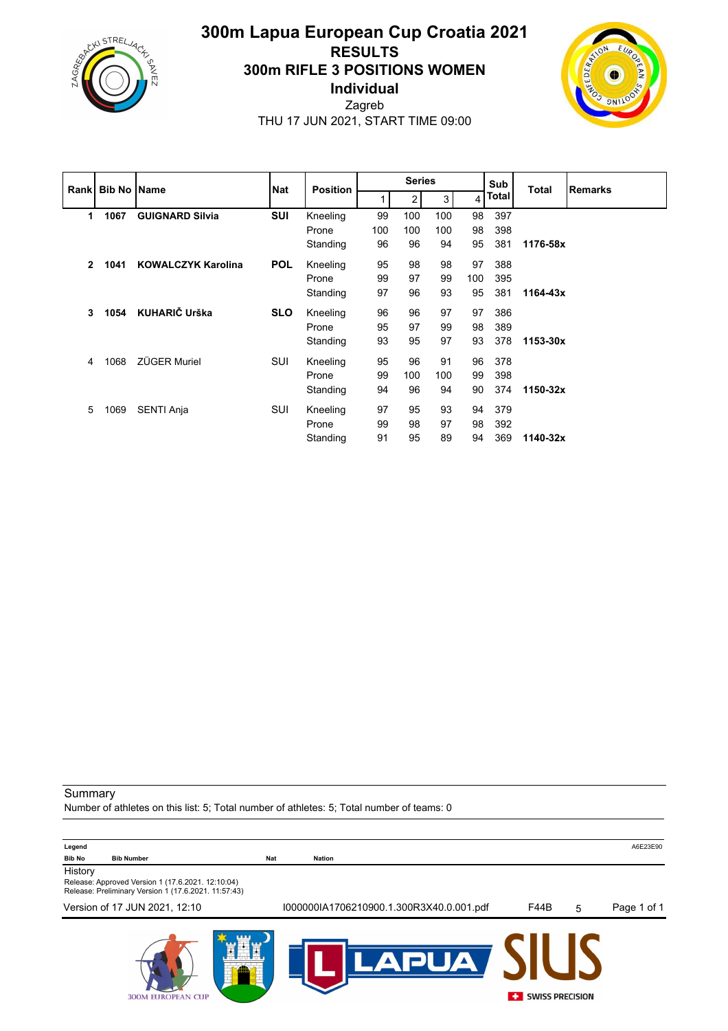# 300m Lapua European Cup Croatia 2021

## RESULTS

## 300m RIFLE 3 POSITIONS WOMEN

## Individual

Zagreb

THU 17 JUN 2021, START TIME 09:00

| Rank | Bib No | Name | Nat | Position | Series 1 | 2 | 3 | 4 | Sub Total | Total | Remarks |
|---|---|---|---|---|---|---|---|---|---|---|---|
| **1** | **1067** | **GUIGNARD Silvia** | **SUI** | Kneeling | 99 | 100 | 100 | 98 | 397 | | |
| | | | | Prone | 100 | 100 | 100 | 98 | 398 | | |
| | | | | Standing | 96 | 96 | 94 | 95 | 381 | **1176-58x** | |
| **2** | **1041** | **KOWALCZYK Karolina** | **POL** | Kneeling | 95 | 98 | 98 | 97 | 388 | | |
| | | | | Prone | 99 | 97 | 99 | 100 | 395 | | |
| | | | | Standing | 97 | 96 | 93 | 95 | 381 | **1164-43x** | |
| **3** | **1054** | **KUHARIČ Urška** | **SLO** | Kneeling | 96 | 96 | 97 | 97 | 386 | | |
| | | | | Prone | 95 | 97 | 99 | 98 | 389 | | |
| | | | | Standing | 93 | 95 | 97 | 93 | 378 | **1153-30x** | |
| 4 | 1068 | ZÜGER Muriel | SUI | Kneeling | 95 | 96 | 91 | 96 | 378 | | |
| | | | | Prone | 99 | 100 | 100 | 99 | 398 | | |
| | | | | Standing | 94 | 96 | 94 | 90 | 374 | **1150-32x** | |
| 5 | 1069 | SENTI Anja | SUI | Kneeling | 97 | 95 | 93 | 94 | 379 | | |
| | | | | Prone | 99 | 98 | 97 | 98 | 392 | | |
| | | | | Standing | 91 | 95 | 89 | 94 | 369 | **1140-32x** | |

Summary

Number of athletes on this list: 5; Total number of athletes: 5; Total number of teams: 0

**Legend**

| Bib No | Bib Number | Nat | Nation |
|---|---|---|---|

History

Release: Approved Version 1 (17.6.2021. 12:10:04)
Release: Preliminary Version 1 (17.6.2021. 11:57:43)

Version of 17 JUN 2021, 12:10 — I000000IA1706210900.1.300R3X40.0.001.pdf — F44B — 5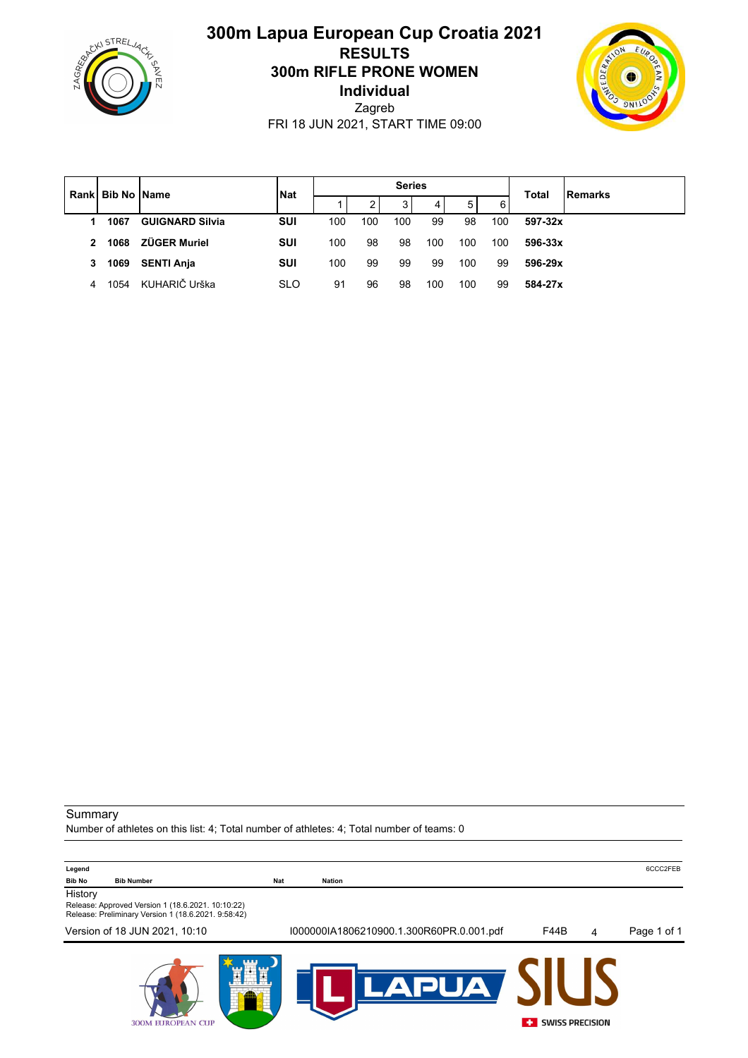# 300m Lapua European Cup Croatia 2021

## RESULTS

## 300m RIFLE PRONE WOMEN

## Individual

Zagreb

FRI 18 JUN 2021, START TIME 09:00

| Rank | Bib No | Name | Nat | Series | | | | | | Total | Remarks |
|---|---|---|---|---|---|---|---|---|---|---|---|
| | | | | 1 | 2 | 3 | 4 | 5 | 6 | | |
| **1** | **1067** | **GUIGNARD Silvia** | **SUI** | 100 | 100 | 100 | 99 | 98 | 100 | **597-32x** | |
| **2** | **1068** | **ZÜGER Muriel** | **SUI** | 100 | 98 | 98 | 100 | 100 | 100 | **596-33x** | |
| **3** | **1069** | **SENTI Anja** | **SUI** | 100 | 99 | 99 | 99 | 100 | 99 | **596-29x** | |
| 4 | 1054 | KUHARIČ Urška | SLO | 91 | 96 | 98 | 100 | 100 | 99 | **584-27x** | |

Summary

Number of athletes on this list: 4; Total number of athletes: 4; Total number of teams: 0

**Legend** 6CCC2FEB

| Bib No | Bib Number | Nat | Nation |
|---|---|---|---|

History

Release: Approved Version 1 (18.6.2021. 10:10:22)

Release: Preliminary Version 1 (18.6.2021. 9:58:42)

Version of 18 JUN 2021, 10:10 I000000IA1806210900.1.300R60PR.0.001.pdf F44B 4